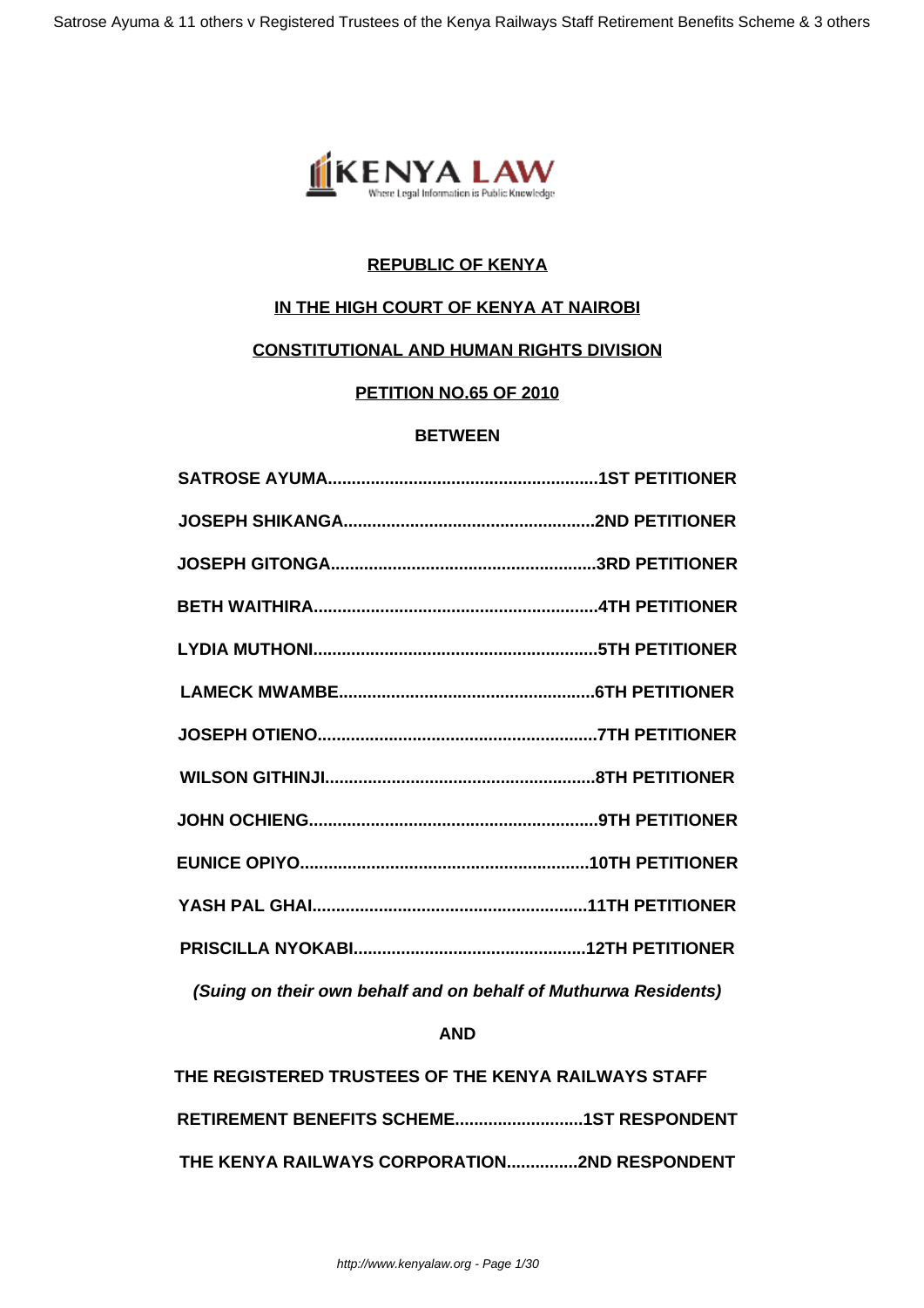**REPUBLIC OF KENYA**

**IN THE HIGH COURT OF KENYA AT NAIROBI**

**CONSTITUTIONAL AND HUMAN RIGHTS DIVISION**

**PETITION NO.65 OF 2010**

**BETWEEN**

**SATROSE AYUMA.........................................................1ST PETITIONER**

**JOSEPH SHIKANGA.....................................................2ND PETITIONER**

**JOSEPH GITONGA.......................................................3RD PETITIONER**

**BETH WAITHIRA...........................................................4TH PETITIONER**

**LYDIA MUTHONI...........................................................5TH PETITIONER**

**LAMECK MWAMBE......................................................6TH PETITIONER**

**JOSEPH OTIENO..........................................................7TH PETITIONER**

**WILSON GITHINJI.........................................................8TH PETITIONER**

**JOHN OCHIENG............................................................9TH PETITIONER**

**EUNICE OPIYO............................................................10TH PETITIONER**

**YASH PAL GHAI.........................................................11TH PETITIONER**

**PRISCILLA NYOKABI.................................................12TH PETITIONER**

***(Suing on their own behalf and on behalf of Muthurwa Residents)***

**AND**

**THE REGISTERED TRUSTEES OF THE KENYA RAILWAYS STAFF**

**RETIREMENT BENEFITS SCHEME...........................1ST RESPONDENT**

**THE KENYA RAILWAYS CORPORATION...............2ND RESPONDENT**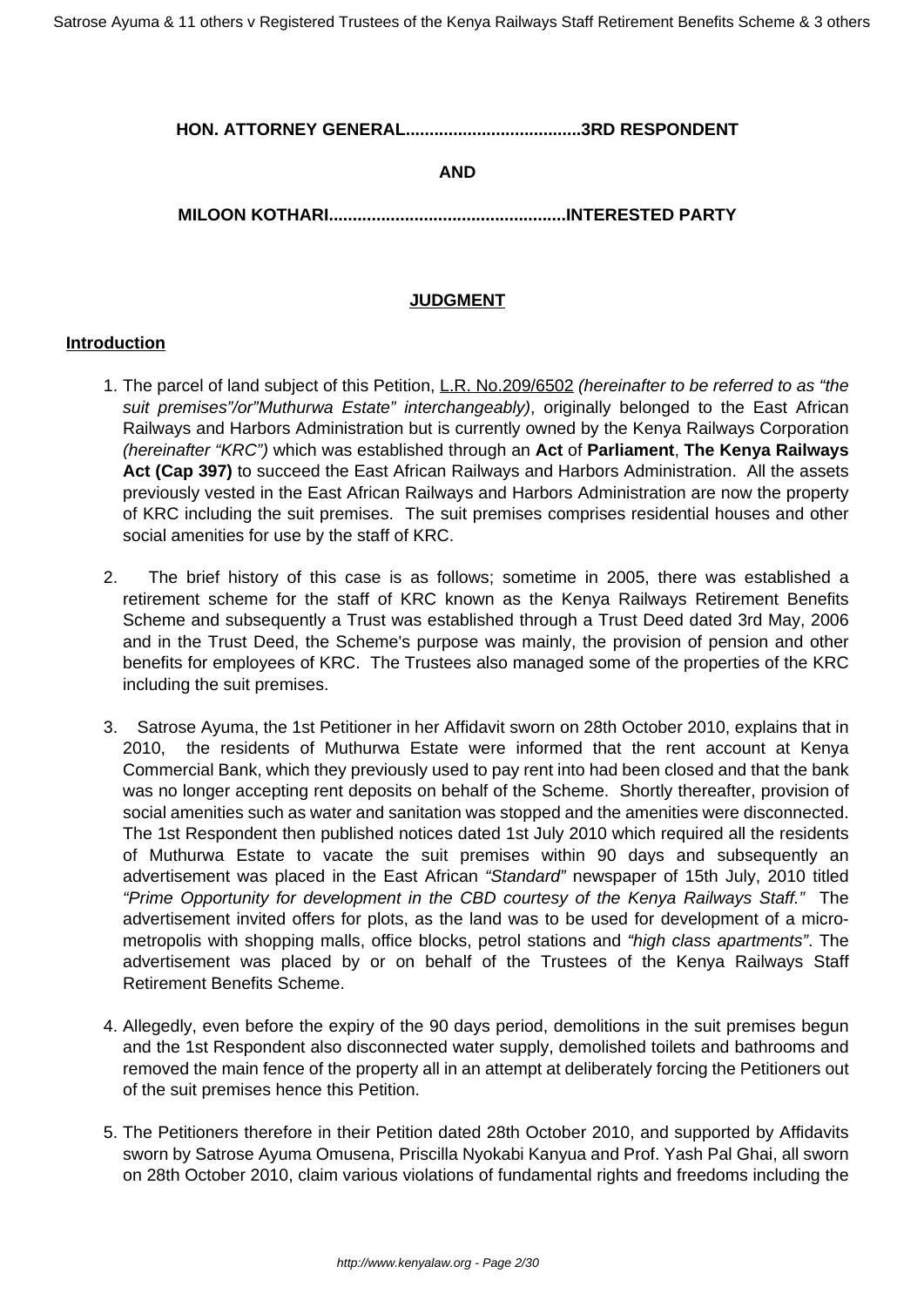**HON. ATTORNEY GENERAL.....................................3RD RESPONDENT**

**AND**

**MILOON KOTHARI..................................................INTERESTED PARTY**

## JUDGMENT

### Introduction

1. The parcel of land subject of this Petition, L.R. No.209/6502 *(hereinafter to be referred to as "the suit premises"/or"Muthurwa Estate" interchangeably)*, originally belonged to the East African Railways and Harbors Administration but is currently owned by the Kenya Railways Corporation *(hereinafter "KRC")* which was established through an **Act** of **Parliament**, **The Kenya Railways Act (Cap 397)** to succeed the East African Railways and Harbors Administration. All the assets previously vested in the East African Railways and Harbors Administration are now the property of KRC including the suit premises. The suit premises comprises residential houses and other social amenities for use by the staff of KRC.

2. The brief history of this case is as follows; sometime in 2005, there was established a retirement scheme for the staff of KRC known as the Kenya Railways Retirement Benefits Scheme and subsequently a Trust was established through a Trust Deed dated 3rd May, 2006 and in the Trust Deed, the Scheme's purpose was mainly, the provision of pension and other benefits for employees of KRC. The Trustees also managed some of the properties of the KRC including the suit premises.

3. Satrose Ayuma, the 1st Petitioner in her Affidavit sworn on 28th October 2010, explains that in 2010, the residents of Muthurwa Estate were informed that the rent account at Kenya Commercial Bank, which they previously used to pay rent into had been closed and that the bank was no longer accepting rent deposits on behalf of the Scheme. Shortly thereafter, provision of social amenities such as water and sanitation was stopped and the amenities were disconnected. The 1st Respondent then published notices dated 1st July 2010 which required all the residents of Muthurwa Estate to vacate the suit premises within 90 days and subsequently an advertisement was placed in the East African *"Standard"* newspaper of 15th July, 2010 titled *"Prime Opportunity for development in the CBD courtesy of the Kenya Railways Staff."* The advertisement invited offers for plots, as the land was to be used for development of a micro-metropolis with shopping malls, office blocks, petrol stations and *"high class apartments"*. The advertisement was placed by or on behalf of the Trustees of the Kenya Railways Staff Retirement Benefits Scheme.

4. Allegedly, even before the expiry of the 90 days period, demolitions in the suit premises begun and the 1st Respondent also disconnected water supply, demolished toilets and bathrooms and removed the main fence of the property all in an attempt at deliberately forcing the Petitioners out of the suit premises hence this Petition.

5. The Petitioners therefore in their Petition dated 28th October 2010, and supported by Affidavits sworn by Satrose Ayuma Omusena, Priscilla Nyokabi Kanyua and Prof. Yash Pal Ghai, all sworn on 28th October 2010, claim various violations of fundamental rights and freedoms including the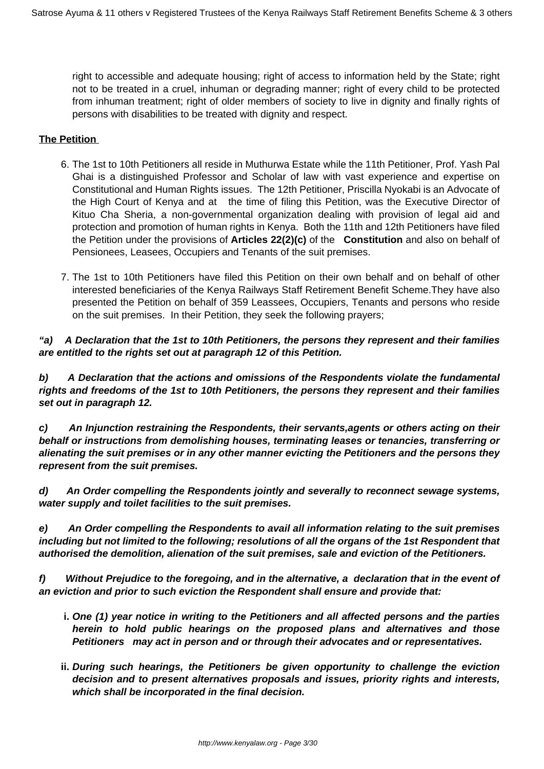right to accessible and adequate housing; right of access to information held by the State; right not to be treated in a cruel, inhuman or degrading manner; right of every child to be protected from inhuman treatment; right of older members of society to live in dignity and finally rights of persons with disabilities to be treated with dignity and respect.

**The Petition**

6. The 1st to 10th Petitioners all reside in Muthurwa Estate while the 11th Petitioner, Prof. Yash Pal Ghai is a distinguished Professor and Scholar of law with vast experience and expertise on Constitutional and Human Rights issues. The 12th Petitioner, Priscilla Nyokabi is an Advocate of the High Court of Kenya and at the time of filing this Petition, was the Executive Director of Kituo Cha Sheria, a non-governmental organization dealing with provision of legal aid and protection and promotion of human rights in Kenya. Both the 11th and 12th Petitioners have filed the Petition under the provisions of **Articles 22(2)(c)** of the **Constitution** and also on behalf of Pensionees, Leasees, Occupiers and Tenants of the suit premises.

7. The 1st to 10th Petitioners have filed this Petition on their own behalf and on behalf of other interested beneficiaries of the Kenya Railways Staff Retirement Benefit Scheme.They have also presented the Petition on behalf of 359 Leassees, Occupiers, Tenants and persons who reside on the suit premises. In their Petition, they seek the following prayers;

***"a) A Declaration that the 1st to 10th Petitioners, the persons they represent and their families are entitled to the rights set out at paragraph 12 of this Petition.***

***b) A Declaration that the actions and omissions of the Respondents violate the fundamental rights and freedoms of the 1st to 10th Petitioners, the persons they represent and their families set out in paragraph 12.***

***c) An Injunction restraining the Respondents, their servants,agents or others acting on their behalf or instructions from demolishing houses, terminating leases or tenancies, transferring or alienating the suit premises or in any other manner evicting the Petitioners and the persons they represent from the suit premises.***

***d) An Order compelling the Respondents jointly and severally to reconnect sewage systems, water supply and toilet facilities to the suit premises.***

***e) An Order compelling the Respondents to avail all information relating to the suit premises including but not limited to the following; resolutions of all the organs of the 1st Respondent that authorised the demolition, alienation of the suit premises, sale and eviction of the Petitioners.***

***f) Without Prejudice to the foregoing, and in the alternative, a declaration that in the event of an eviction and prior to such eviction the Respondent shall ensure and provide that:***

***i. One (1) year notice in writing to the Petitioners and all affected persons and the parties herein to hold public hearings on the proposed plans and alternatives and those Petitioners may act in person and or through their advocates and or representatives.***

***ii. During such hearings, the Petitioners be given opportunity to challenge the eviction decision and to present alternatives proposals and issues, priority rights and interests, which shall be incorporated in the final decision.***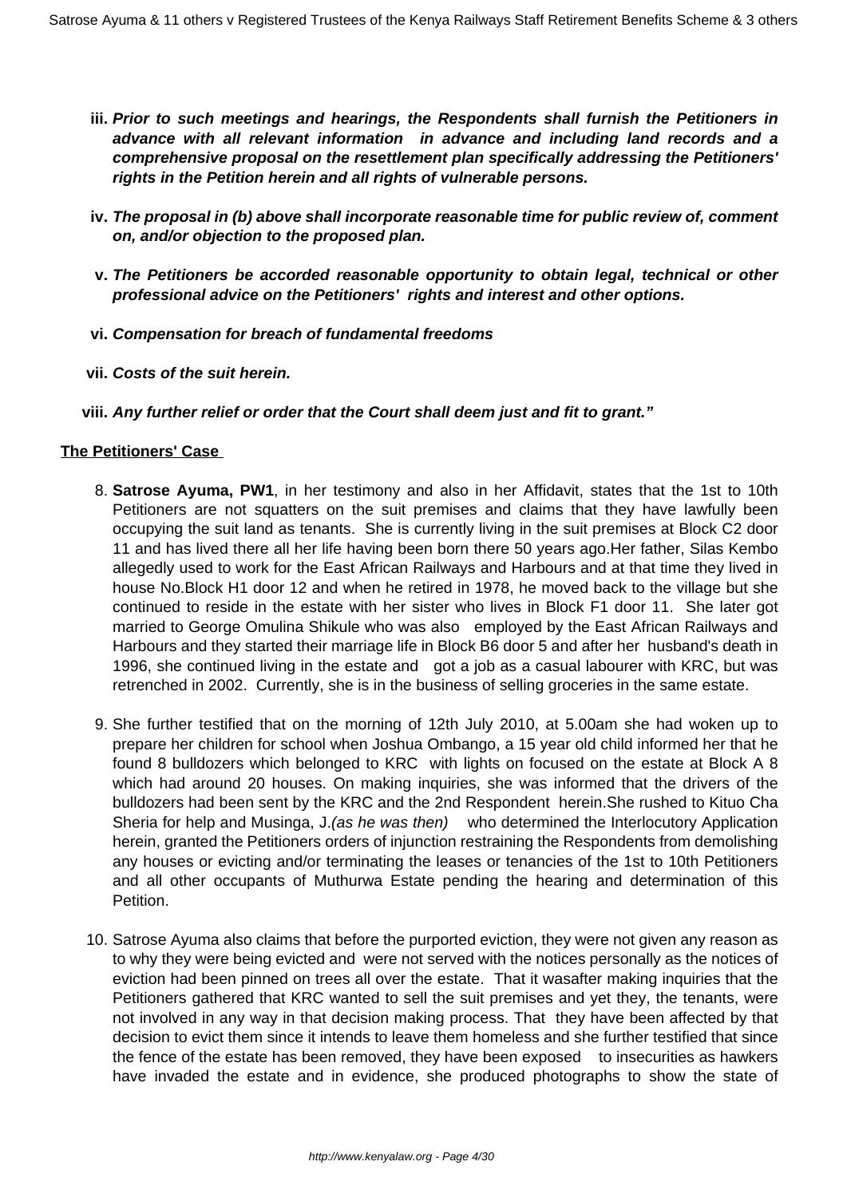iii. ***Prior to such meetings and hearings, the Respondents shall furnish the Petitioners in advance with all relevant information in advance and including land records and a comprehensive proposal on the resettlement plan specifically addressing the Petitioners' rights in the Petition herein and all rights of vulnerable persons.***

iv. ***The proposal in (b) above shall incorporate reasonable time for public review of, comment on, and/or objection to the proposed plan.***

v. ***The Petitioners be accorded reasonable opportunity to obtain legal, technical or other professional advice on the Petitioners' rights and interest and other options.***

vi. ***Compensation for breach of fundamental freedoms***

vii. ***Costs of the suit herein.***

viii. ***Any further relief or order that the Court shall deem just and fit to grant."***

**The Petitioners' Case**

8. **Satrose Ayuma, PW1**, in her testimony and also in her Affidavit, states that the 1st to 10th Petitioners are not squatters on the suit premises and claims that they have lawfully been occupying the suit land as tenants. She is currently living in the suit premises at Block C2 door 11 and has lived there all her life having been born there 50 years ago.Her father, Silas Kembo allegedly used to work for the East African Railways and Harbours and at that time they lived in house No.Block H1 door 12 and when he retired in 1978, he moved back to the village but she continued to reside in the estate with her sister who lives in Block F1 door 11. She later got married to George Omulina Shikule who was also employed by the East African Railways and Harbours and they started their marriage life in Block B6 door 5 and after her husband's death in 1996, she continued living in the estate and got a job as a casual labourer with KRC, but was retrenched in 2002. Currently, she is in the business of selling groceries in the same estate.

9. She further testified that on the morning of 12th July 2010, at 5.00am she had woken up to prepare her children for school when Joshua Ombango, a 15 year old child informed her that he found 8 bulldozers which belonged to KRC with lights on focused on the estate at Block A 8 which had around 20 houses. On making inquiries, she was informed that the drivers of the bulldozers had been sent by the KRC and the 2nd Respondent herein.She rushed to Kituo Cha Sheria for help and Musinga, J.*(as he was then)* who determined the Interlocutory Application herein, granted the Petitioners orders of injunction restraining the Respondents from demolishing any houses or evicting and/or terminating the leases or tenancies of the 1st to 10th Petitioners and all other occupants of Muthurwa Estate pending the hearing and determination of this Petition.

10. Satrose Ayuma also claims that before the purported eviction, they were not given any reason as to why they were being evicted and were not served with the notices personally as the notices of eviction had been pinned on trees all over the estate. That it wasafter making inquiries that the Petitioners gathered that KRC wanted to sell the suit premises and yet they, the tenants, were not involved in any way in that decision making process. That they have been affected by that decision to evict them since it intends to leave them homeless and she further testified that since the fence of the estate has been removed, they have been exposed to insecurities as hawkers have invaded the estate and in evidence, she produced photographs to show the state of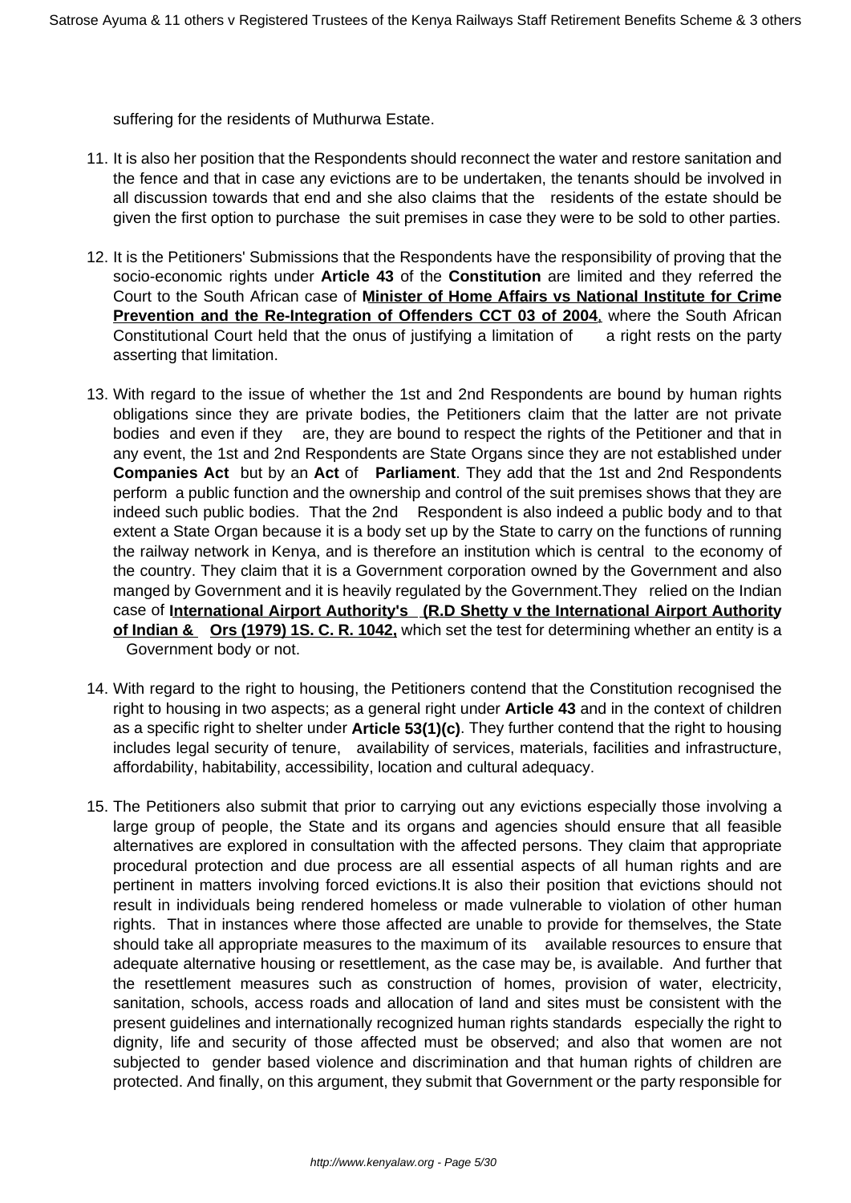suffering for the residents of Muthurwa Estate.

11. It is also her position that the Respondents should reconnect the water and restore sanitation and the fence and that in case any evictions are to be undertaken, the tenants should be involved in all discussion towards that end and she also claims that the residents of the estate should be given the first option to purchase the suit premises in case they were to be sold to other parties.

12. It is the Petitioners' Submissions that the Respondents have the responsibility of proving that the socio-economic rights under **Article 43** of the **Constitution** are limited and they referred the Court to the South African case of **Minister of Home Affairs vs National Institute for Crime Prevention and the Re-Integration of Offenders CCT 03 of 2004**, where the South African Constitutional Court held that the onus of justifying a limitation of a right rests on the party asserting that limitation.

13. With regard to the issue of whether the 1st and 2nd Respondents are bound by human rights obligations since they are private bodies, the Petitioners claim that the latter are not private bodies and even if they are, they are bound to respect the rights of the Petitioner and that in any event, the 1st and 2nd Respondents are State Organs since they are not established under **Companies Act** but by an **Act** of **Parliament**. They add that the 1st and 2nd Respondents perform a public function and the ownership and control of the suit premises shows that they are indeed such public bodies. That the 2nd Respondent is also indeed a public body and to that extent a State Organ because it is a body set up by the State to carry on the functions of running the railway network in Kenya, and is therefore an institution which is central to the economy of the country. They claim that it is a Government corporation owned by the Government and also manged by Government and it is heavily regulated by the Government.They relied on the Indian case of **International Airport Authority's (R.D Shetty v the International Airport Authority of Indian & Ors (1979) 1S. C. R. 1042,** which set the test for determining whether an entity is a Government body or not.

14. With regard to the right to housing, the Petitioners contend that the Constitution recognised the right to housing in two aspects; as a general right under **Article 43** and in the context of children as a specific right to shelter under **Article 53(1)(c)**. They further contend that the right to housing includes legal security of tenure, availability of services, materials, facilities and infrastructure, affordability, habitability, accessibility, location and cultural adequacy.

15. The Petitioners also submit that prior to carrying out any evictions especially those involving a large group of people, the State and its organs and agencies should ensure that all feasible alternatives are explored in consultation with the affected persons. They claim that appropriate procedural protection and due process are all essential aspects of all human rights and are pertinent in matters involving forced evictions.It is also their position that evictions should not result in individuals being rendered homeless or made vulnerable to violation of other human rights. That in instances where those affected are unable to provide for themselves, the State should take all appropriate measures to the maximum of its available resources to ensure that adequate alternative housing or resettlement, as the case may be, is available. And further that the resettlement measures such as construction of homes, provision of water, electricity, sanitation, schools, access roads and allocation of land and sites must be consistent with the present guidelines and internationally recognized human rights standards especially the right to dignity, life and security of those affected must be observed; and also that women are not subjected to gender based violence and discrimination and that human rights of children are protected. And finally, on this argument, they submit that Government or the party responsible for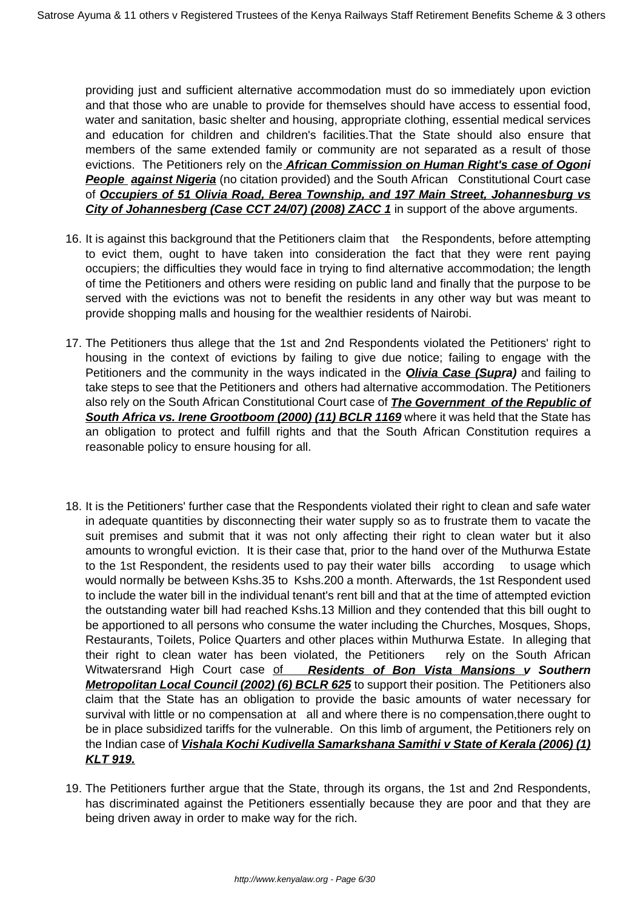providing just and sufficient alternative accommodation must do so immediately upon eviction and that those who are unable to provide for themselves should have access to essential food, water and sanitation, basic shelter and housing, appropriate clothing, essential medical services and education for children and children's facilities.That the State should also ensure that members of the same extended family or community are not separated as a result of those evictions. The Petitioners rely on the ***African Commission on Human Right's case of Ogoni People against Nigeria*** (no citation provided) and the South African Constitutional Court case of ***Occupiers of 51 Olivia Road, Berea Township, and 197 Main Street, Johannesburg vs City of Johannesberg (Case CCT 24/07) (2008) ZACC 1*** in support of the above arguments.

16. It is against this background that the Petitioners claim that the Respondents, before attempting to evict them, ought to have taken into consideration the fact that they were rent paying occupiers; the difficulties they would face in trying to find alternative accommodation; the length of time the Petitioners and others were residing on public land and finally that the purpose to be served with the evictions was not to benefit the residents in any other way but was meant to provide shopping malls and housing for the wealthier residents of Nairobi.

17. The Petitioners thus allege that the 1st and 2nd Respondents violated the Petitioners' right to housing in the context of evictions by failing to give due notice; failing to engage with the Petitioners and the community in the ways indicated in the ***Olivia Case (Supra)*** and failing to take steps to see that the Petitioners and others had alternative accommodation. The Petitioners also rely on the South African Constitutional Court case of ***The Government of the Republic of South Africa vs. Irene Grootboom (2000) (11) BCLR 1169*** where it was held that the State has an obligation to protect and fulfill rights and that the South African Constitution requires a reasonable policy to ensure housing for all.

18. It is the Petitioners' further case that the Respondents violated their right to clean and safe water in adequate quantities by disconnecting their water supply so as to frustrate them to vacate the suit premises and submit that it was not only affecting their right to clean water but it also amounts to wrongful eviction. It is their case that, prior to the hand over of the Muthurwa Estate to the 1st Respondent, the residents used to pay their water bills according to usage which would normally be between Kshs.35 to Kshs.200 a month. Afterwards, the 1st Respondent used to include the water bill in the individual tenant's rent bill and that at the time of attempted eviction the outstanding water bill had reached Kshs.13 Million and they contended that this bill ought to be apportioned to all persons who consume the water including the Churches, Mosques, Shops, Restaurants, Toilets, Police Quarters and other places within Muthurwa Estate. In alleging that their right to clean water has been violated, the Petitioners rely on the South African Witwatersrand High Court case of ***Residents of Bon Vista Mansions v Southern Metropolitan Local Council (2002) (6) BCLR 625*** to support their position. The Petitioners also claim that the State has an obligation to provide the basic amounts of water necessary for survival with little or no compensation at all and where there is no compensation,there ought to be in place subsidized tariffs for the vulnerable. On this limb of argument, the Petitioners rely on the Indian case of ***Vishala Kochi Kudivella Samarkshana Samithi v State of Kerala (2006) (1) KLT 919.***

19. The Petitioners further argue that the State, through its organs, the 1st and 2nd Respondents, has discriminated against the Petitioners essentially because they are poor and that they are being driven away in order to make way for the rich.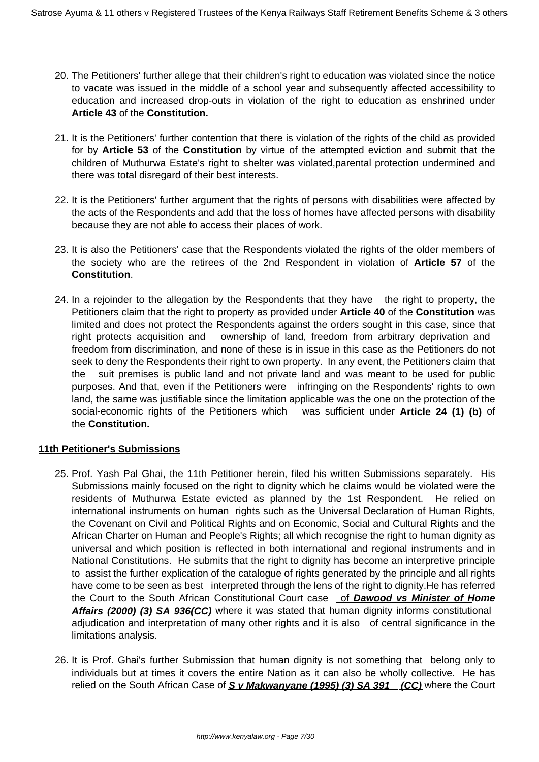20. The Petitioners' further allege that their children's right to education was violated since the notice to vacate was issued in the middle of a school year and subsequently affected accessibility to education and increased drop-outs in violation of the right to education as enshrined under **Article 43** of the **Constitution.**

21. It is the Petitioners' further contention that there is violation of the rights of the child as provided for by **Article 53** of the **Constitution** by virtue of the attempted eviction and submit that the children of Muthurwa Estate's right to shelter was violated,parental protection undermined and there was total disregard of their best interests.

22. It is the Petitioners' further argument that the rights of persons with disabilities were affected by the acts of the Respondents and add that the loss of homes have affected persons with disability because they are not able to access their places of work.

23. It is also the Petitioners' case that the Respondents violated the rights of the older members of the society who are the retirees of the 2nd Respondent in violation of **Article 57** of the **Constitution**.

24. In a rejoinder to the allegation by the Respondents that they have the right to property, the Petitioners claim that the right to property as provided under **Article 40** of the **Constitution** was limited and does not protect the Respondents against the orders sought in this case, since that right protects acquisition and ownership of land, freedom from arbitrary deprivation and freedom from discrimination, and none of these is in issue in this case as the Petitioners do not seek to deny the Respondents their right to own property. In any event, the Petitioners claim that the suit premises is public land and not private land and was meant to be used for public purposes. And that, even if the Petitioners were infringing on the Respondents' rights to own land, the same was justifiable since the limitation applicable was the one on the protection of the social-economic rights of the Petitioners which was sufficient under **Article 24 (1) (b)** of the **Constitution.**

**11th Petitioner's Submissions**

25. Prof. Yash Pal Ghai, the 11th Petitioner herein, filed his written Submissions separately. His Submissions mainly focused on the right to dignity which he claims would be violated were the residents of Muthurwa Estate evicted as planned by the 1st Respondent. He relied on international instruments on human rights such as the Universal Declaration of Human Rights, the Covenant on Civil and Political Rights and on Economic, Social and Cultural Rights and the African Charter on Human and People's Rights; all which recognise the right to human dignity as universal and which position is reflected in both international and regional instruments and in National Constitutions. He submits that the right to dignity has become an interpretive principle to assist the further explication of the catalogue of rights generated by the principle and all rights have come to be seen as best interpreted through the lens of the right to dignity.He has referred the Court to the South African Constitutional Court case of ***Dawood vs Minister of Home Affairs (2000) (3) SA 936(CC)*** where it was stated that human dignity informs constitutional adjudication and interpretation of many other rights and it is also of central significance in the limitations analysis.

26. It is Prof. Ghai's further Submission that human dignity is not something that belong only to individuals but at times it covers the entire Nation as it can also be wholly collective. He has relied on the South African Case of ***S v Makwanyane (1995) (3) SA 391 (CC)*** where the Court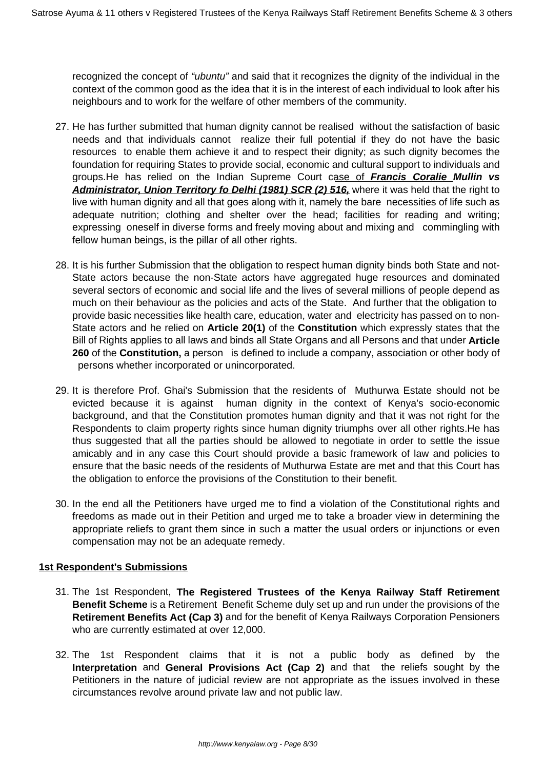recognized the concept of *"ubuntu"* and said that it recognizes the dignity of the individual in the context of the common good as the idea that it is in the interest of each individual to look after his neighbours and to work for the welfare of other members of the community.

27. He has further submitted that human dignity cannot be realised without the satisfaction of basic needs and that individuals cannot realize their full potential if they do not have the basic resources to enable them achieve it and to respect their dignity; as such dignity becomes the foundation for requiring States to provide social, economic and cultural support to individuals and groups.He has relied on the Indian Supreme Court case of ***Francis Coralie* Mullin vs Administrator, Union Territory fo Delhi (1981) SCR (2) 516,** where it was held that the right to live with human dignity and all that goes along with it, namely the bare necessities of life such as adequate nutrition; clothing and shelter over the head; facilities for reading and writing; expressing oneself in diverse forms and freely moving about and mixing and commingling with fellow human beings, is the pillar of all other rights.

28. It is his further Submission that the obligation to respect human dignity binds both State and not-State actors because the non-State actors have aggregated huge resources and dominated several sectors of economic and social life and the lives of several millions of people depend as much on their behaviour as the policies and acts of the State. And further that the obligation to provide basic necessities like health care, education, water and electricity has passed on to non-State actors and he relied on **Article 20(1)** of the **Constitution** which expressly states that the Bill of Rights applies to all laws and binds all State Organs and all Persons and that under **Article 260** of the **Constitution,** a person is defined to include a company, association or other body of persons whether incorporated or unincorporated.

29. It is therefore Prof. Ghai's Submission that the residents of Muthurwa Estate should not be evicted because it is against human dignity in the context of Kenya's socio-economic background, and that the Constitution promotes human dignity and that it was not right for the Respondents to claim property rights since human dignity triumphs over all other rights.He has thus suggested that all the parties should be allowed to negotiate in order to settle the issue amicably and in any case this Court should provide a basic framework of law and policies to ensure that the basic needs of the residents of Muthurwa Estate are met and that this Court has the obligation to enforce the provisions of the Constitution to their benefit.

30. In the end all the Petitioners have urged me to find a violation of the Constitutional rights and freedoms as made out in their Petition and urged me to take a broader view in determining the appropriate reliefs to grant them since in such a matter the usual orders or injunctions or even compensation may not be an adequate remedy.

**1st Respondent's Submissions**

31. The 1st Respondent, **The Registered Trustees of the Kenya Railway Staff Retirement Benefit Scheme** is a Retirement Benefit Scheme duly set up and run under the provisions of the **Retirement Benefits Act (Cap 3)** and for the benefit of Kenya Railways Corporation Pensioners who are currently estimated at over 12,000.

32. The 1st Respondent claims that it is not a public body as defined by the **Interpretation** and **General Provisions Act (Cap 2)** and that the reliefs sought by the Petitioners in the nature of judicial review are not appropriate as the issues involved in these circumstances revolve around private law and not public law.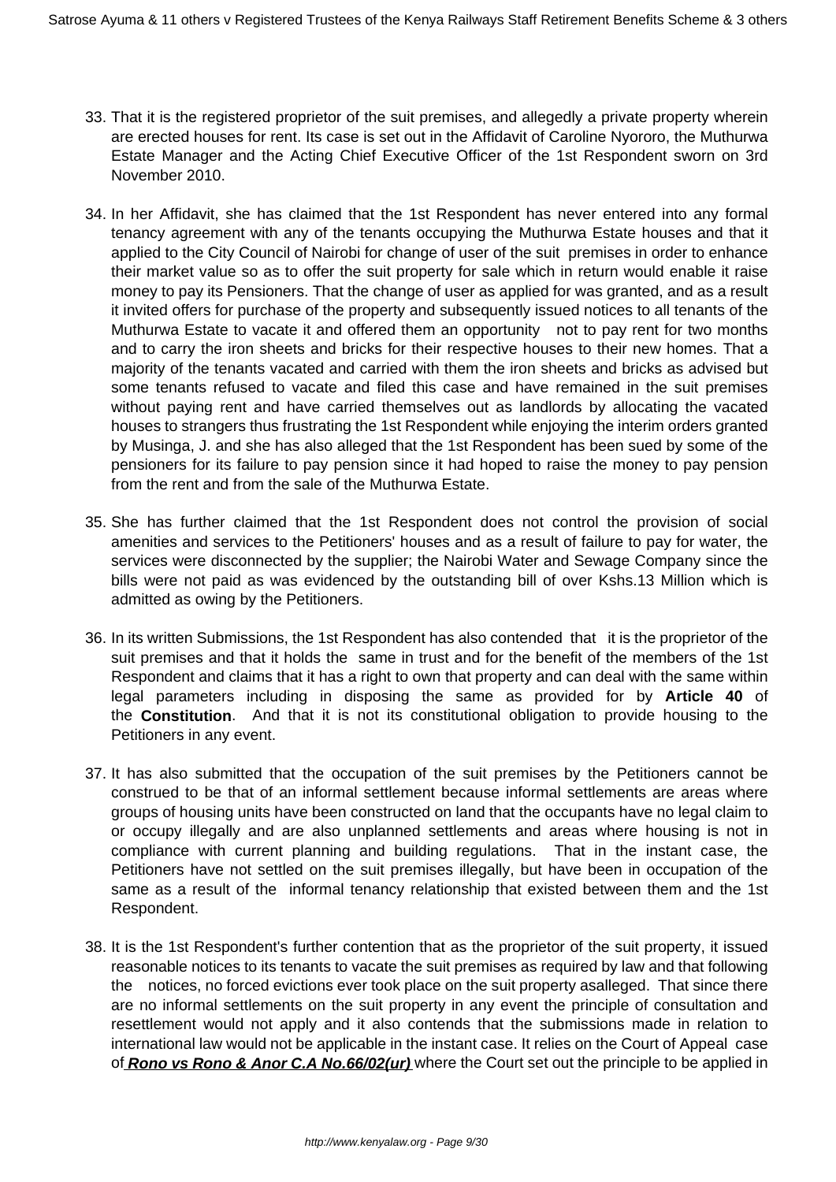33. That it is the registered proprietor of the suit premises, and allegedly a private property wherein are erected houses for rent. Its case is set out in the Affidavit of Caroline Nyororo, the Muthurwa Estate Manager and the Acting Chief Executive Officer of the 1st Respondent sworn on 3rd November 2010.

34. In her Affidavit, she has claimed that the 1st Respondent has never entered into any formal tenancy agreement with any of the tenants occupying the Muthurwa Estate houses and that it applied to the City Council of Nairobi for change of user of the suit premises in order to enhance their market value so as to offer the suit property for sale which in return would enable it raise money to pay its Pensioners. That the change of user as applied for was granted, and as a result it invited offers for purchase of the property and subsequently issued notices to all tenants of the Muthurwa Estate to vacate it and offered them an opportunity not to pay rent for two months and to carry the iron sheets and bricks for their respective houses to their new homes. That a majority of the tenants vacated and carried with them the iron sheets and bricks as advised but some tenants refused to vacate and filed this case and have remained in the suit premises without paying rent and have carried themselves out as landlords by allocating the vacated houses to strangers thus frustrating the 1st Respondent while enjoying the interim orders granted by Musinga, J. and she has also alleged that the 1st Respondent has been sued by some of the pensioners for its failure to pay pension since it had hoped to raise the money to pay pension from the rent and from the sale of the Muthurwa Estate.

35. She has further claimed that the 1st Respondent does not control the provision of social amenities and services to the Petitioners' houses and as a result of failure to pay for water, the services were disconnected by the supplier; the Nairobi Water and Sewage Company since the bills were not paid as was evidenced by the outstanding bill of over Kshs.13 Million which is admitted as owing by the Petitioners.

36. In its written Submissions, the 1st Respondent has also contended that it is the proprietor of the suit premises and that it holds the same in trust and for the benefit of the members of the 1st Respondent and claims that it has a right to own that property and can deal with the same within legal parameters including in disposing the same as provided for by **Article 40** of the **Constitution**. And that it is not its constitutional obligation to provide housing to the Petitioners in any event.

37. It has also submitted that the occupation of the suit premises by the Petitioners cannot be construed to be that of an informal settlement because informal settlements are areas where groups of housing units have been constructed on land that the occupants have no legal claim to or occupy illegally and are also unplanned settlements and areas where housing is not in compliance with current planning and building regulations. That in the instant case, the Petitioners have not settled on the suit premises illegally, but have been in occupation of the same as a result of the informal tenancy relationship that existed between them and the 1st Respondent.

38. It is the 1st Respondent's further contention that as the proprietor of the suit property, it issued reasonable notices to its tenants to vacate the suit premises as required by law and that following the notices, no forced evictions ever took place on the suit property asalleged. That since there are no informal settlements on the suit property in any event the principle of consultation and resettlement would not apply and it also contends that the submissions made in relation to international law would not be applicable in the instant case. It relies on the Court of Appeal case of **Rono vs Rono & Anor C.A No.66/02(ur)** where the Court set out the principle to be applied in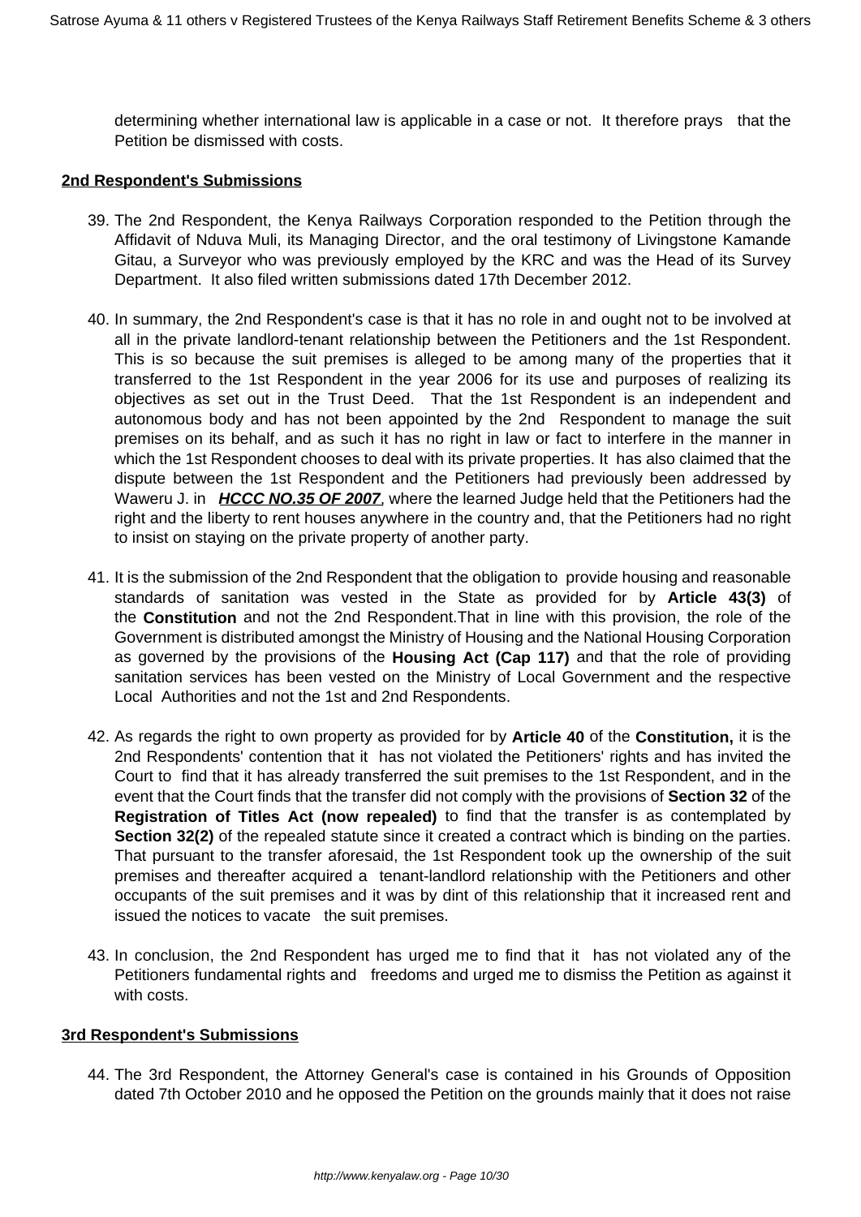determining whether international law is applicable in a case or not. It therefore prays that the Petition be dismissed with costs.

**2nd Respondent's Submissions**

39. The 2nd Respondent, the Kenya Railways Corporation responded to the Petition through the Affidavit of Nduva Muli, its Managing Director, and the oral testimony of Livingstone Kamande Gitau, a Surveyor who was previously employed by the KRC and was the Head of its Survey Department. It also filed written submissions dated 17th December 2012.

40. In summary, the 2nd Respondent's case is that it has no role in and ought not to be involved at all in the private landlord-tenant relationship between the Petitioners and the 1st Respondent. This is so because the suit premises is alleged to be among many of the properties that it transferred to the 1st Respondent in the year 2006 for its use and purposes of realizing its objectives as set out in the Trust Deed. That the 1st Respondent is an independent and autonomous body and has not been appointed by the 2nd Respondent to manage the suit premises on its behalf, and as such it has no right in law or fact to interfere in the manner in which the 1st Respondent chooses to deal with its private properties. It has also claimed that the dispute between the 1st Respondent and the Petitioners had previously been addressed by Waweru J. in ***HCCC NO.35 OF 2007***, where the learned Judge held that the Petitioners had the right and the liberty to rent houses anywhere in the country and, that the Petitioners had no right to insist on staying on the private property of another party.

41. It is the submission of the 2nd Respondent that the obligation to provide housing and reasonable standards of sanitation was vested in the State as provided for by **Article 43(3)** of the **Constitution** and not the 2nd Respondent.That in line with this provision, the role of the Government is distributed amongst the Ministry of Housing and the National Housing Corporation as governed by the provisions of the **Housing Act (Cap 117)** and that the role of providing sanitation services has been vested on the Ministry of Local Government and the respective Local Authorities and not the 1st and 2nd Respondents.

42. As regards the right to own property as provided for by **Article 40** of the **Constitution,** it is the 2nd Respondents' contention that it has not violated the Petitioners' rights and has invited the Court to find that it has already transferred the suit premises to the 1st Respondent, and in the event that the Court finds that the transfer did not comply with the provisions of **Section 32** of the **Registration of Titles Act (now repealed)** to find that the transfer is as contemplated by **Section 32(2)** of the repealed statute since it created a contract which is binding on the parties. That pursuant to the transfer aforesaid, the 1st Respondent took up the ownership of the suit premises and thereafter acquired a tenant-landlord relationship with the Petitioners and other occupants of the suit premises and it was by dint of this relationship that it increased rent and issued the notices to vacate the suit premises.

43. In conclusion, the 2nd Respondent has urged me to find that it has not violated any of the Petitioners fundamental rights and freedoms and urged me to dismiss the Petition as against it with costs.

**3rd Respondent's Submissions**

44. The 3rd Respondent, the Attorney General's case is contained in his Grounds of Opposition dated 7th October 2010 and he opposed the Petition on the grounds mainly that it does not raise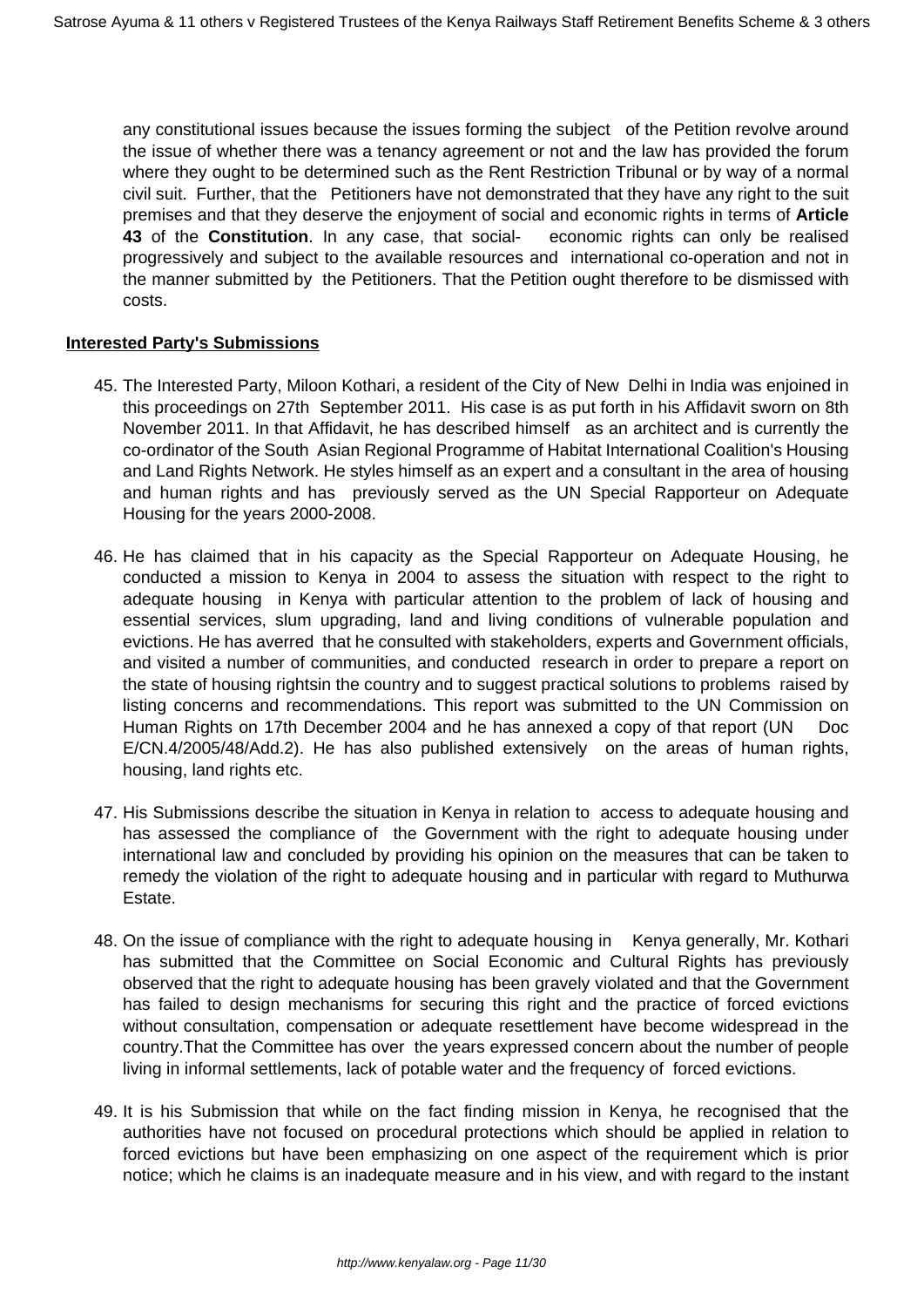any constitutional issues because the issues forming the subject of the Petition revolve around the issue of whether there was a tenancy agreement or not and the law has provided the forum where they ought to be determined such as the Rent Restriction Tribunal or by way of a normal civil suit. Further, that the Petitioners have not demonstrated that they have any right to the suit premises and that they deserve the enjoyment of social and economic rights in terms of **Article 43** of the **Constitution**. In any case, that social- economic rights can only be realised progressively and subject to the available resources and international co-operation and not in the manner submitted by the Petitioners. That the Petition ought therefore to be dismissed with costs.

**Interested Party's Submissions**

45. The Interested Party, Miloon Kothari, a resident of the City of New Delhi in India was enjoined in this proceedings on 27th September 2011. His case is as put forth in his Affidavit sworn on 8th November 2011. In that Affidavit, he has described himself as an architect and is currently the co-ordinator of the South Asian Regional Programme of Habitat International Coalition's Housing and Land Rights Network. He styles himself as an expert and a consultant in the area of housing and human rights and has previously served as the UN Special Rapporteur on Adequate Housing for the years 2000-2008.

46. He has claimed that in his capacity as the Special Rapporteur on Adequate Housing, he conducted a mission to Kenya in 2004 to assess the situation with respect to the right to adequate housing in Kenya with particular attention to the problem of lack of housing and essential services, slum upgrading, land and living conditions of vulnerable population and evictions. He has averred that he consulted with stakeholders, experts and Government officials, and visited a number of communities, and conducted research in order to prepare a report on the state of housing rightsin the country and to suggest practical solutions to problems raised by listing concerns and recommendations. This report was submitted to the UN Commission on Human Rights on 17th December 2004 and he has annexed a copy of that report (UN Doc E/CN.4/2005/48/Add.2). He has also published extensively on the areas of human rights, housing, land rights etc.

47. His Submissions describe the situation in Kenya in relation to access to adequate housing and has assessed the compliance of the Government with the right to adequate housing under international law and concluded by providing his opinion on the measures that can be taken to remedy the violation of the right to adequate housing and in particular with regard to Muthurwa Estate.

48. On the issue of compliance with the right to adequate housing in Kenya generally, Mr. Kothari has submitted that the Committee on Social Economic and Cultural Rights has previously observed that the right to adequate housing has been gravely violated and that the Government has failed to design mechanisms for securing this right and the practice of forced evictions without consultation, compensation or adequate resettlement have become widespread in the country.That the Committee has over the years expressed concern about the number of people living in informal settlements, lack of potable water and the frequency of forced evictions.

49. It is his Submission that while on the fact finding mission in Kenya, he recognised that the authorities have not focused on procedural protections which should be applied in relation to forced evictions but have been emphasizing on one aspect of the requirement which is prior notice; which he claims is an inadequate measure and in his view, and with regard to the instant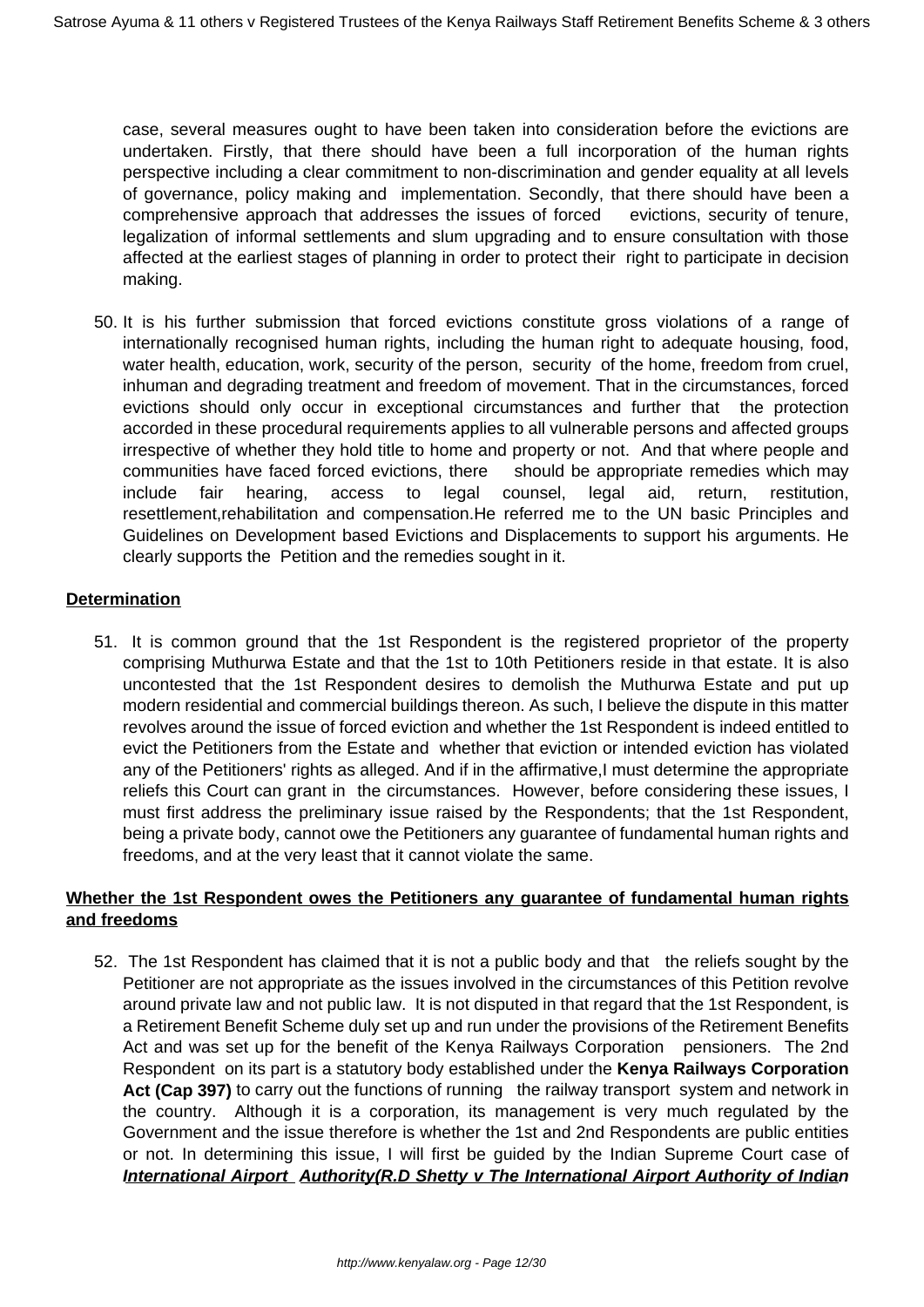case, several measures ought to have been taken into consideration before the evictions are undertaken. Firstly, that there should have been a full incorporation of the human rights perspective including a clear commitment to non-discrimination and gender equality at all levels of governance, policy making and implementation. Secondly, that there should have been a comprehensive approach that addresses the issues of forced evictions, security of tenure, legalization of informal settlements and slum upgrading and to ensure consultation with those affected at the earliest stages of planning in order to protect their right to participate in decision making.

50. It is his further submission that forced evictions constitute gross violations of a range of internationally recognised human rights, including the human right to adequate housing, food, water health, education, work, security of the person, security of the home, freedom from cruel, inhuman and degrading treatment and freedom of movement. That in the circumstances, forced evictions should only occur in exceptional circumstances and further that the protection accorded in these procedural requirements applies to all vulnerable persons and affected groups irrespective of whether they hold title to home and property or not. And that where people and communities have faced forced evictions, there should be appropriate remedies which may include fair hearing, access to legal counsel, legal aid, return, restitution, resettlement,rehabilitation and compensation.He referred me to the UN basic Principles and Guidelines on Development based Evictions and Displacements to support his arguments. He clearly supports the Petition and the remedies sought in it.

**Determination**

51. It is common ground that the 1st Respondent is the registered proprietor of the property comprising Muthurwa Estate and that the 1st to 10th Petitioners reside in that estate. It is also uncontested that the 1st Respondent desires to demolish the Muthurwa Estate and put up modern residential and commercial buildings thereon. As such, I believe the dispute in this matter revolves around the issue of forced eviction and whether the 1st Respondent is indeed entitled to evict the Petitioners from the Estate and whether that eviction or intended eviction has violated any of the Petitioners' rights as alleged. And if in the affirmative,I must determine the appropriate reliefs this Court can grant in the circumstances. However, before considering these issues, I must first address the preliminary issue raised by the Respondents; that the 1st Respondent, being a private body, cannot owe the Petitioners any guarantee of fundamental human rights and freedoms, and at the very least that it cannot violate the same.

**Whether the 1st Respondent owes the Petitioners any guarantee of fundamental human rights and freedoms**

52. The 1st Respondent has claimed that it is not a public body and that the reliefs sought by the Petitioner are not appropriate as the issues involved in the circumstances of this Petition revolve around private law and not public law. It is not disputed in that regard that the 1st Respondent, is a Retirement Benefit Scheme duly set up and run under the provisions of the Retirement Benefits Act and was set up for the benefit of the Kenya Railways Corporation pensioners. The 2nd Respondent on its part is a statutory body established under the **Kenya Railways Corporation Act (Cap 397)** to carry out the functions of running the railway transport system and network in the country. Although it is a corporation, its management is very much regulated by the Government and the issue therefore is whether the 1st and 2nd Respondents are public entities or not. In determining this issue, I will first be guided by the Indian Supreme Court case of ***International Airport Authority(R.D Shetty v The International Airport Authority of Indian***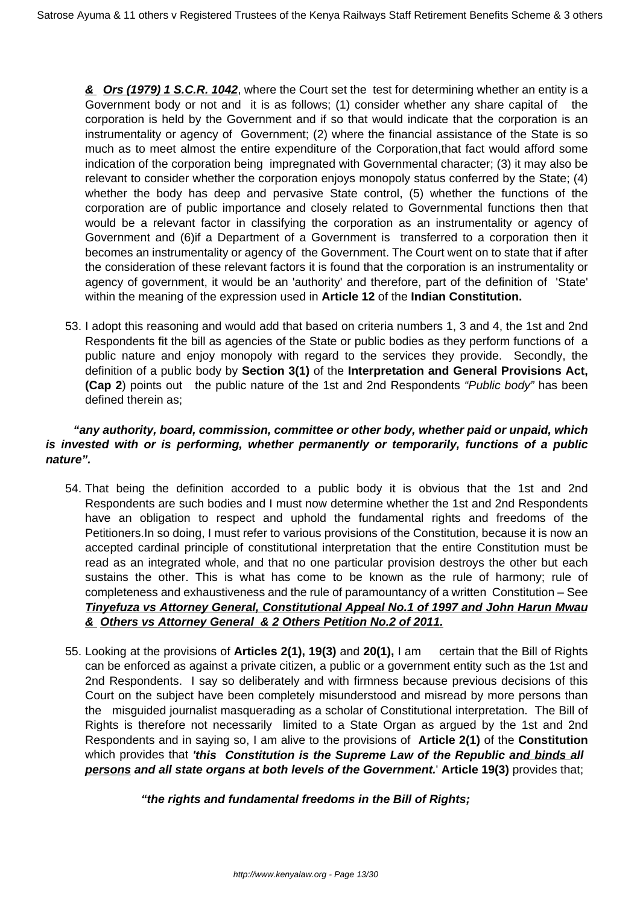**& Ors (1979) 1 S.C.R. 1042**, where the Court set the test for determining whether an entity is a Government body or not and it is as follows; (1) consider whether any share capital of the corporation is held by the Government and if so that would indicate that the corporation is an instrumentality or agency of Government; (2) where the financial assistance of the State is so much as to meet almost the entire expenditure of the Corporation,that fact would afford some indication of the corporation being impregnated with Governmental character; (3) it may also be relevant to consider whether the corporation enjoys monopoly status conferred by the State; (4) whether the body has deep and pervasive State control, (5) whether the functions of the corporation are of public importance and closely related to Governmental functions then that would be a relevant factor in classifying the corporation as an instrumentality or agency of Government and (6)if a Department of a Government is transferred to a corporation then it becomes an instrumentality or agency of the Government. The Court went on to state that if after the consideration of these relevant factors it is found that the corporation is an instrumentality or agency of government, it would be an 'authority' and therefore, part of the definition of 'State' within the meaning of the expression used in **Article 12** of the **Indian Constitution.**

53. I adopt this reasoning and would add that based on criteria numbers 1, 3 and 4, the 1st and 2nd Respondents fit the bill as agencies of the State or public bodies as they perform functions of a public nature and enjoy monopoly with regard to the services they provide. Secondly, the definition of a public body by **Section 3(1)** of the **Interpretation and General Provisions Act, (Cap 2**) points out the public nature of the 1st and 2nd Respondents *"Public body"* has been defined therein as;

***"any authority, board, commission, committee or other body, whether paid or unpaid, which is invested with or is performing, whether permanently or temporarily, functions of a public nature".***

54. That being the definition accorded to a public body it is obvious that the 1st and 2nd Respondents are such bodies and I must now determine whether the 1st and 2nd Respondents have an obligation to respect and uphold the fundamental rights and freedoms of the Petitioners.In so doing, I must refer to various provisions of the Constitution, because it is now an accepted cardinal principle of constitutional interpretation that the entire Constitution must be read as an integrated whole, and that no one particular provision destroys the other but each sustains the other. This is what has come to be known as the rule of harmony; rule of completeness and exhaustiveness and the rule of paramountancy of a written Constitution – See **Tinyefuza vs Attorney General, Constitutional Appeal No.1 of 1997 and John Harun Mwau & Others vs Attorney General & 2 Others Petition No.2 of 2011.**

55. Looking at the provisions of **Articles 2(1), 19(3)** and **20(1),** I am certain that the Bill of Rights can be enforced as against a private citizen, a public or a government entity such as the 1st and 2nd Respondents. I say so deliberately and with firmness because previous decisions of this Court on the subject have been completely misunderstood and misread by more persons than the misguided journalist masquerading as a scholar of Constitutional interpretation. The Bill of Rights is therefore not necessarily limited to a State Organ as argued by the 1st and 2nd Respondents and in saying so, I am alive to the provisions of **Article 2(1)** of the **Constitution** which provides that ***'this Constitution is the Supreme Law of the Republic and binds all persons and all state organs at both levels of the Government.***' **Article 19(3)** provides that;

***"the rights and fundamental freedoms in the Bill of Rights;***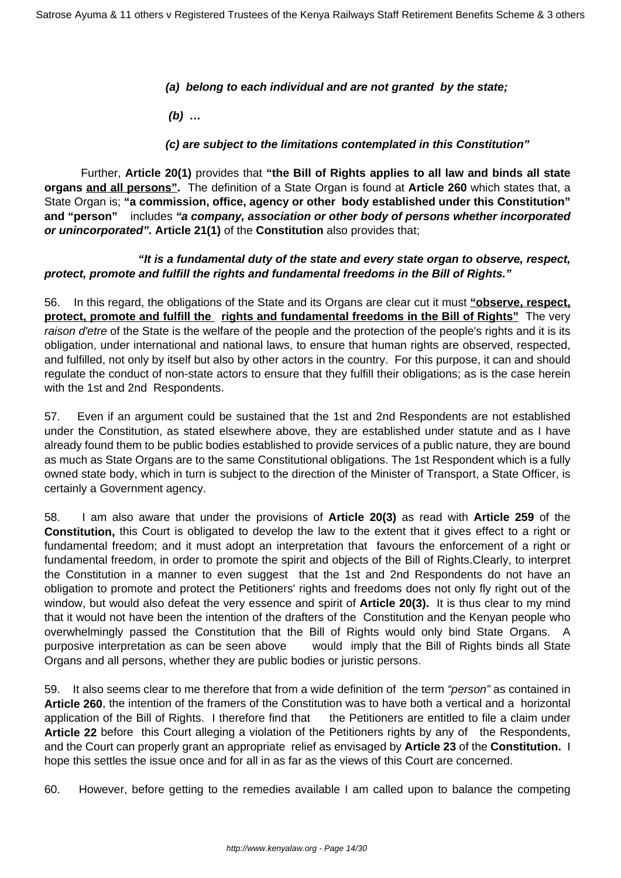***(a) belong to each individual and are not granted by the state;***

***(b) …***

***(c) are subject to the limitations contemplated in this Constitution"***

Further, **Article 20(1)** provides that **"the Bill of Rights applies to all law and binds all state organs <u>and all persons</u>".** The definition of a State Organ is found at **Article 260** which states that, a State Organ is; **"a commission, office, agency or other body established under this Constitution" and "person"** includes ***"a company, association or other body of persons whether incorporated or unincorporated".*** **Article 21(1)** of the **Constitution** also provides that;

***"It is a fundamental duty of the state and every state organ to observe, respect, protect, promote and fulfill the rights and fundamental freedoms in the Bill of Rights."***

56. In this regard, the obligations of the State and its Organs are clear cut it must **<u>"observe, respect, protect, promote and fulfill the rights and fundamental freedoms in the Bill of Rights"</u>** The very *raison d'etre* of the State is the welfare of the people and the protection of the people's rights and it is its obligation, under international and national laws, to ensure that human rights are observed, respected, and fulfilled, not only by itself but also by other actors in the country. For this purpose, it can and should regulate the conduct of non-state actors to ensure that they fulfill their obligations; as is the case herein with the 1st and 2nd Respondents.

57. Even if an argument could be sustained that the 1st and 2nd Respondents are not established under the Constitution, as stated elsewhere above, they are established under statute and as I have already found them to be public bodies established to provide services of a public nature, they are bound as much as State Organs are to the same Constitutional obligations. The 1st Respondent which is a fully owned state body, which in turn is subject to the direction of the Minister of Transport, a State Officer, is certainly a Government agency.

58. I am also aware that under the provisions of **Article 20(3)** as read with **Article 259** of the **Constitution,** this Court is obligated to develop the law to the extent that it gives effect to a right or fundamental freedom; and it must adopt an interpretation that favours the enforcement of a right or fundamental freedom, in order to promote the spirit and objects of the Bill of Rights.Clearly, to interpret the Constitution in a manner to even suggest that the 1st and 2nd Respondents do not have an obligation to promote and protect the Petitioners' rights and freedoms does not only fly right out of the window, but would also defeat the very essence and spirit of **Article 20(3).** It is thus clear to my mind that it would not have been the intention of the drafters of the Constitution and the Kenyan people who overwhelmingly passed the Constitution that the Bill of Rights would only bind State Organs. A purposive interpretation as can be seen above would imply that the Bill of Rights binds all State Organs and all persons, whether they are public bodies or juristic persons.

59. It also seems clear to me therefore that from a wide definition of the term *"person"* as contained in **Article 260**, the intention of the framers of the Constitution was to have both a vertical and a horizontal application of the Bill of Rights. I therefore find that the Petitioners are entitled to file a claim under **Article 22** before this Court alleging a violation of the Petitioners rights by any of the Respondents, and the Court can properly grant an appropriate relief as envisaged by **Article 23** of the **Constitution.** I hope this settles the issue once and for all in as far as the views of this Court are concerned.

60. However, before getting to the remedies available I am called upon to balance the competing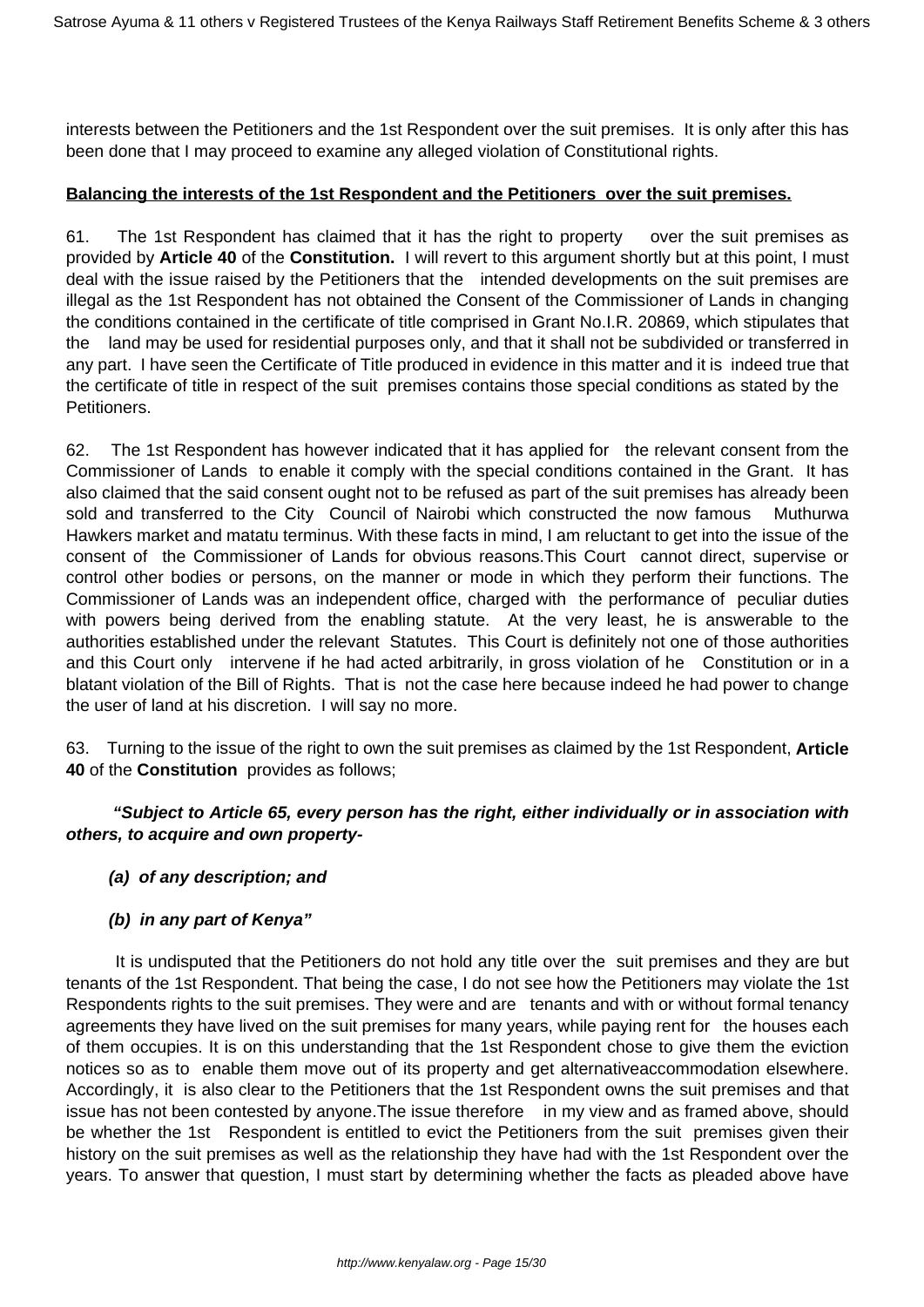interests between the Petitioners and the 1st Respondent over the suit premises. It is only after this has been done that I may proceed to examine any alleged violation of Constitutional rights.

**Balancing the interests of the 1st Respondent and the Petitioners over the suit premises.**

61. The 1st Respondent has claimed that it has the right to property over the suit premises as provided by **Article 40** of the **Constitution.** I will revert to this argument shortly but at this point, I must deal with the issue raised by the Petitioners that the intended developments on the suit premises are illegal as the 1st Respondent has not obtained the Consent of the Commissioner of Lands in changing the conditions contained in the certificate of title comprised in Grant No.I.R. 20869, which stipulates that the land may be used for residential purposes only, and that it shall not be subdivided or transferred in any part. I have seen the Certificate of Title produced in evidence in this matter and it is indeed true that the certificate of title in respect of the suit premises contains those special conditions as stated by the Petitioners.

62. The 1st Respondent has however indicated that it has applied for the relevant consent from the Commissioner of Lands to enable it comply with the special conditions contained in the Grant. It has also claimed that the said consent ought not to be refused as part of the suit premises has already been sold and transferred to the City Council of Nairobi which constructed the now famous Muthurwa Hawkers market and matatu terminus. With these facts in mind, I am reluctant to get into the issue of the consent of the Commissioner of Lands for obvious reasons.This Court cannot direct, supervise or control other bodies or persons, on the manner or mode in which they perform their functions. The Commissioner of Lands was an independent office, charged with the performance of peculiar duties with powers being derived from the enabling statute. At the very least, he is answerable to the authorities established under the relevant Statutes. This Court is definitely not one of those authorities and this Court only intervene if he had acted arbitrarily, in gross violation of he Constitution or in a blatant violation of the Bill of Rights. That is not the case here because indeed he had power to change the user of land at his discretion. I will say no more.

63. Turning to the issue of the right to own the suit premises as claimed by the 1st Respondent, **Article 40** of the **Constitution** provides as follows;

***"Subject to Article 65, every person has the right, either individually or in association with others, to acquire and own property-***

***(a) of any description; and***

***(b) in any part of Kenya"***

It is undisputed that the Petitioners do not hold any title over the suit premises and they are but tenants of the 1st Respondent. That being the case, I do not see how the Petitioners may violate the 1st Respondents rights to the suit premises. They were and are tenants and with or without formal tenancy agreements they have lived on the suit premises for many years, while paying rent for the houses each of them occupies. It is on this understanding that the 1st Respondent chose to give them the eviction notices so as to enable them move out of its property and get alternativeaccommodation elsewhere. Accordingly, it is also clear to the Petitioners that the 1st Respondent owns the suit premises and that issue has not been contested by anyone.The issue therefore in my view and as framed above, should be whether the 1st Respondent is entitled to evict the Petitioners from the suit premises given their history on the suit premises as well as the relationship they have had with the 1st Respondent over the years. To answer that question, I must start by determining whether the facts as pleaded above have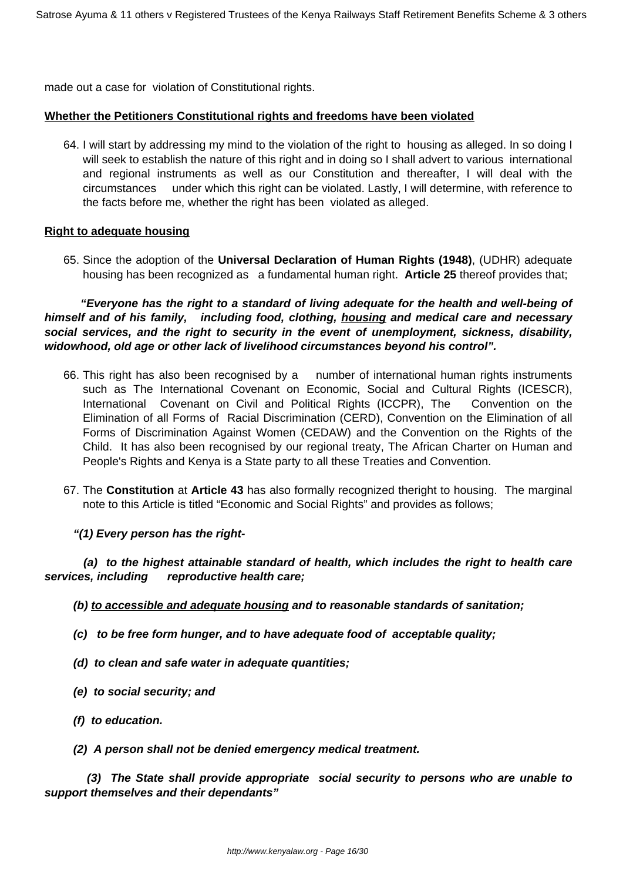made out a case for violation of Constitutional rights.

**Whether the Petitioners Constitutional rights and freedoms have been violated**

64. I will start by addressing my mind to the violation of the right to housing as alleged. In so doing I will seek to establish the nature of this right and in doing so I shall advert to various international and regional instruments as well as our Constitution and thereafter, I will deal with the circumstances under which this right can be violated. Lastly, I will determine, with reference to the facts before me, whether the right has been violated as alleged.

**Right to adequate housing**

65. Since the adoption of the **Universal Declaration of Human Rights (1948)**, (UDHR) adequate housing has been recognized as a fundamental human right. **Article 25** thereof provides that;

***"Everyone has the right to a standard of living adequate for the health and well-being of himself and of his family, including food, clothing, housing and medical care and necessary social services, and the right to security in the event of unemployment, sickness, disability, widowhood, old age or other lack of livelihood circumstances beyond his control".***

66. This right has also been recognised by a number of international human rights instruments such as The International Covenant on Economic, Social and Cultural Rights (ICESCR), International Covenant on Civil and Political Rights (ICCPR), The Convention on the Elimination of all Forms of Racial Discrimination (CERD), Convention on the Elimination of all Forms of Discrimination Against Women (CEDAW) and the Convention on the Rights of the Child. It has also been recognised by our regional treaty, The African Charter on Human and People's Rights and Kenya is a State party to all these Treaties and Convention.

67. The **Constitution** at **Article 43** has also formally recognized theright to housing. The marginal note to this Article is titled "Economic and Social Rights" and provides as follows;

***"(1) Every person has the right-***

***(a) to the highest attainable standard of health, which includes the right to health care services, including reproductive health care;***

***(b) to accessible and adequate housing and to reasonable standards of sanitation;***

***(c) to be free form hunger, and to have adequate food of acceptable quality;***

***(d) to clean and safe water in adequate quantities;***

***(e) to social security; and***

***(f) to education.***

***(2) A person shall not be denied emergency medical treatment.***

***(3) The State shall provide appropriate social security to persons who are unable to support themselves and their dependants"***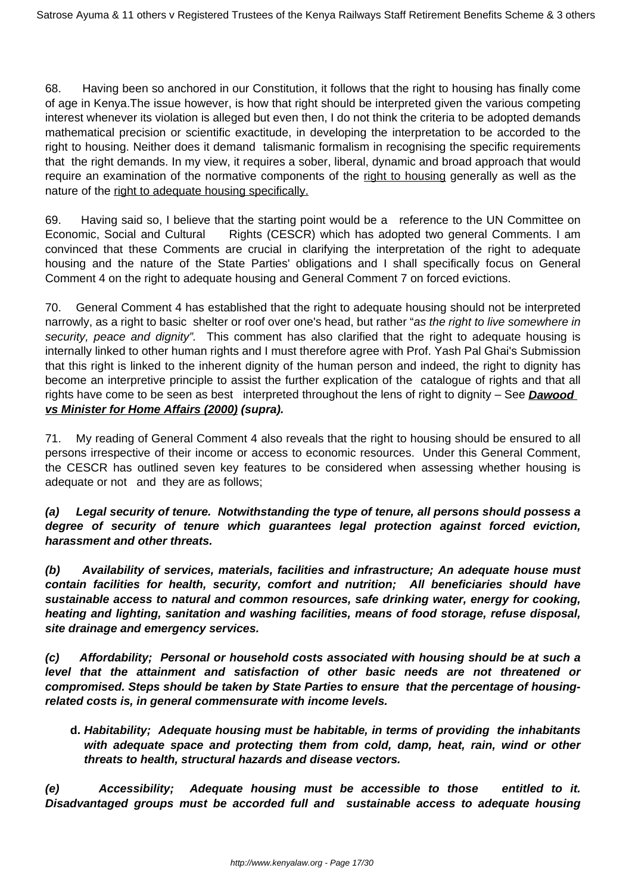68. Having been so anchored in our Constitution, it follows that the right to housing has finally come of age in Kenya.The issue however, is how that right should be interpreted given the various competing interest whenever its violation is alleged but even then, I do not think the criteria to be adopted demands mathematical precision or scientific exactitude, in developing the interpretation to be accorded to the right to housing. Neither does it demand talismanic formalism in recognising the specific requirements that the right demands. In my view, it requires a sober, liberal, dynamic and broad approach that would require an examination of the normative components of the right to housing generally as well as the nature of the right to adequate housing specifically.

69. Having said so, I believe that the starting point would be a reference to the UN Committee on Economic, Social and Cultural Rights (CESCR) which has adopted two general Comments. I am convinced that these Comments are crucial in clarifying the interpretation of the right to adequate housing and the nature of the State Parties' obligations and I shall specifically focus on General Comment 4 on the right to adequate housing and General Comment 7 on forced evictions.

70. General Comment 4 has established that the right to adequate housing should not be interpreted narrowly, as a right to basic shelter or roof over one's head, but rather "*as the right to live somewhere in security, peace and dignity"*. This comment has also clarified that the right to adequate housing is internally linked to other human rights and I must therefore agree with Prof. Yash Pal Ghai's Submission that this right is linked to the inherent dignity of the human person and indeed, the right to dignity has become an interpretive principle to assist the further explication of the catalogue of rights and that all rights have come to be seen as best interpreted throughout the lens of right to dignity – See ***Dawood vs Minister for Home Affairs (2000) (supra).***

71. My reading of General Comment 4 also reveals that the right to housing should be ensured to all persons irrespective of their income or access to economic resources. Under this General Comment, the CESCR has outlined seven key features to be considered when assessing whether housing is adequate or not and they are as follows;

***(a) Legal security of tenure. Notwithstanding the type of tenure, all persons should possess a degree of security of tenure which guarantees legal protection against forced eviction, harassment and other threats.***

***(b) Availability of services, materials, facilities and infrastructure; An adequate house must contain facilities for health, security, comfort and nutrition; All beneficiaries should have sustainable access to natural and common resources, safe drinking water, energy for cooking, heating and lighting, sanitation and washing facilities, means of food storage, refuse disposal, site drainage and emergency services.***

***(c) Affordability; Personal or household costs associated with housing should be at such a level that the attainment and satisfaction of other basic needs are not threatened or compromised. Steps should be taken by State Parties to ensure that the percentage of housing-related costs is, in general commensurate with income levels.***

**d.** ***Habitability; Adequate housing must be habitable, in terms of providing the inhabitants with adequate space and protecting them from cold, damp, heat, rain, wind or other threats to health, structural hazards and disease vectors.***

***(e) Accessibility; Adequate housing must be accessible to those entitled to it. Disadvantaged groups must be accorded full and sustainable access to adequate housing***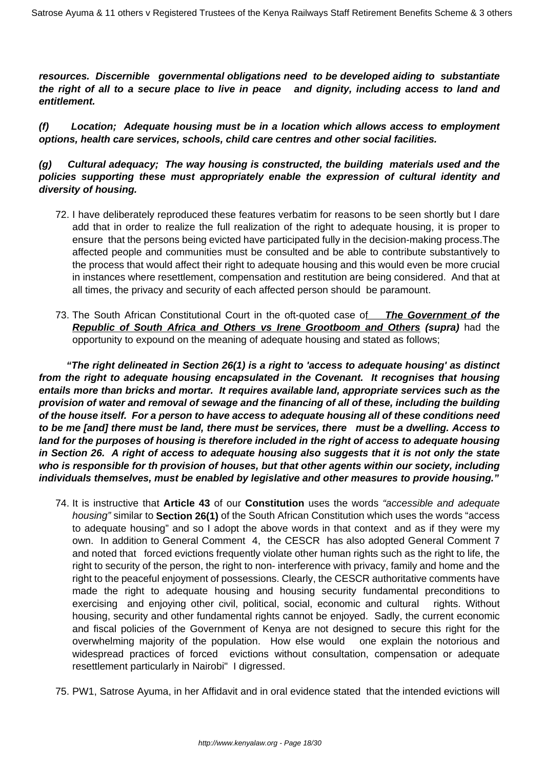***resources. Discernible governmental obligations need to be developed aiding to substantiate the right of all to a secure place to live in peace and dignity, including access to land and entitlement.***

***(f) Location; Adequate housing must be in a location which allows access to employment options, health care services, schools, child care centres and other social facilities.***

***(g) Cultural adequacy; The way housing is constructed, the building materials used and the policies supporting these must appropriately enable the expression of cultural identity and diversity of housing.***

72. I have deliberately reproduced these features verbatim for reasons to be seen shortly but I dare add that in order to realize the full realization of the right to adequate housing, it is proper to ensure that the persons being evicted have participated fully in the decision-making process.The affected people and communities must be consulted and be able to contribute substantively to the process that would affect their right to adequate housing and this would even be more crucial in instances where resettlement, compensation and restitution are being considered. And that at all times, the privacy and security of each affected person should be paramount.

73. The South African Constitutional Court in the oft-quoted case of ***The Government of the Republic of South Africa and Others vs Irene Grootboom and Others*** ***(supra)*** had the opportunity to expound on the meaning of adequate housing and stated as follows;

***"The right delineated in Section 26(1) is a right to 'access to adequate housing' as distinct from the right to adequate housing encapsulated in the Covenant. It recognises that housing entails more than bricks and mortar. It requires available land, appropriate services such as the provision of water and removal of sewage and the financing of all of these, including the building of the house itself. For a person to have access to adequate housing all of these conditions need to be me [and] there must be land, there must be services, there must be a dwelling. Access to land for the purposes of housing is therefore included in the right of access to adequate housing in Section 26. A right of access to adequate housing also suggests that it is not only the state who is responsible for th provision of houses, but that other agents within our society, including individuals themselves, must be enabled by legislative and other measures to provide housing."***

74. It is instructive that **Article 43** of our **Constitution** uses the words *"accessible and adequate housing"* similar to **Section 26(1)** of the South African Constitution which uses the words "access to adequate housing" and so I adopt the above words in that context and as if they were my own. In addition to General Comment 4, the CESCR has also adopted General Comment 7 and noted that forced evictions frequently violate other human rights such as the right to life, the right to security of the person, the right to non- interference with privacy, family and home and the right to the peaceful enjoyment of possessions. Clearly, the CESCR authoritative comments have made the right to adequate housing and housing security fundamental preconditions to exercising and enjoying other civil, political, social, economic and cultural rights. Without housing, security and other fundamental rights cannot be enjoyed. Sadly, the current economic and fiscal policies of the Government of Kenya are not designed to secure this right for the overwhelming majority of the population. How else would one explain the notorious and widespread practices of forced evictions without consultation, compensation or adequate resettlement particularly in Nairobi" I digressed.

75. PW1, Satrose Ayuma, in her Affidavit and in oral evidence stated that the intended evictions will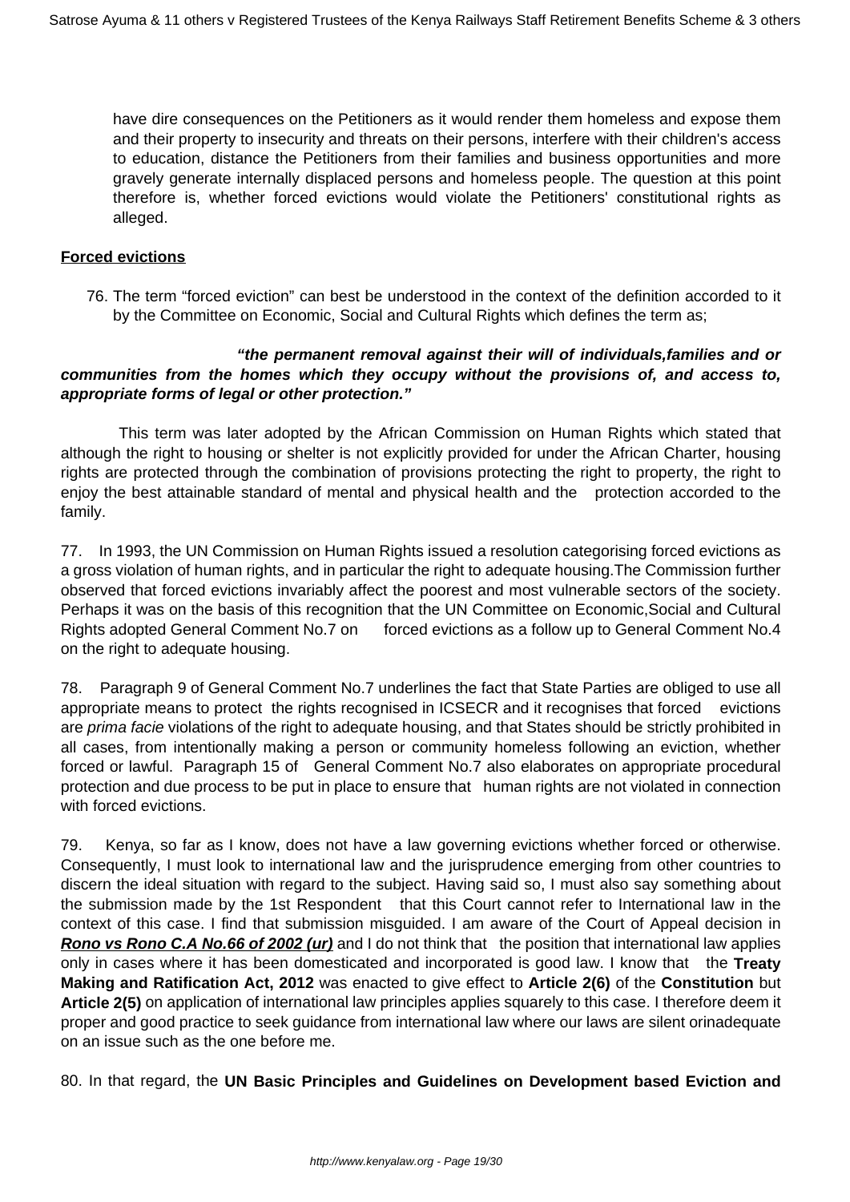have dire consequences on the Petitioners as it would render them homeless and expose them and their property to insecurity and threats on their persons, interfere with their children's access to education, distance the Petitioners from their families and business opportunities and more gravely generate internally displaced persons and homeless people. The question at this point therefore is, whether forced evictions would violate the Petitioners' constitutional rights as alleged.

**Forced evictions**

76. The term "forced eviction" can best be understood in the context of the definition accorded to it by the Committee on Economic, Social and Cultural Rights which defines the term as;

***"the permanent removal against their will of individuals,families and or communities from the homes which they occupy without the provisions of, and access to, appropriate forms of legal or other protection."***

This term was later adopted by the African Commission on Human Rights which stated that although the right to housing or shelter is not explicitly provided for under the African Charter, housing rights are protected through the combination of provisions protecting the right to property, the right to enjoy the best attainable standard of mental and physical health and the protection accorded to the family.

77. In 1993, the UN Commission on Human Rights issued a resolution categorising forced evictions as a gross violation of human rights, and in particular the right to adequate housing.The Commission further observed that forced evictions invariably affect the poorest and most vulnerable sectors of the society. Perhaps it was on the basis of this recognition that the UN Committee on Economic,Social and Cultural Rights adopted General Comment No.7 on forced evictions as a follow up to General Comment No.4 on the right to adequate housing.

78. Paragraph 9 of General Comment No.7 underlines the fact that State Parties are obliged to use all appropriate means to protect the rights recognised in ICSECR and it recognises that forced evictions are *prima facie* violations of the right to adequate housing, and that States should be strictly prohibited in all cases, from intentionally making a person or community homeless following an eviction, whether forced or lawful. Paragraph 15 of General Comment No.7 also elaborates on appropriate procedural protection and due process to be put in place to ensure that human rights are not violated in connection with forced evictions.

79. Kenya, so far as I know, does not have a law governing evictions whether forced or otherwise. Consequently, I must look to international law and the jurisprudence emerging from other countries to discern the ideal situation with regard to the subject. Having said so, I must also say something about the submission made by the 1st Respondent that this Court cannot refer to International law in the context of this case. I find that submission misguided. I am aware of the Court of Appeal decision in ***Rono vs Rono C.A No.66 of 2002 (ur)*** and I do not think that the position that international law applies only in cases where it has been domesticated and incorporated is good law. I know that the **Treaty Making and Ratification Act, 2012** was enacted to give effect to **Article 2(6)** of the **Constitution** but **Article 2(5)** on application of international law principles applies squarely to this case. I therefore deem it proper and good practice to seek guidance from international law where our laws are silent orinadequate on an issue such as the one before me.

80. In that regard, the **UN Basic Principles and Guidelines on Development based Eviction and**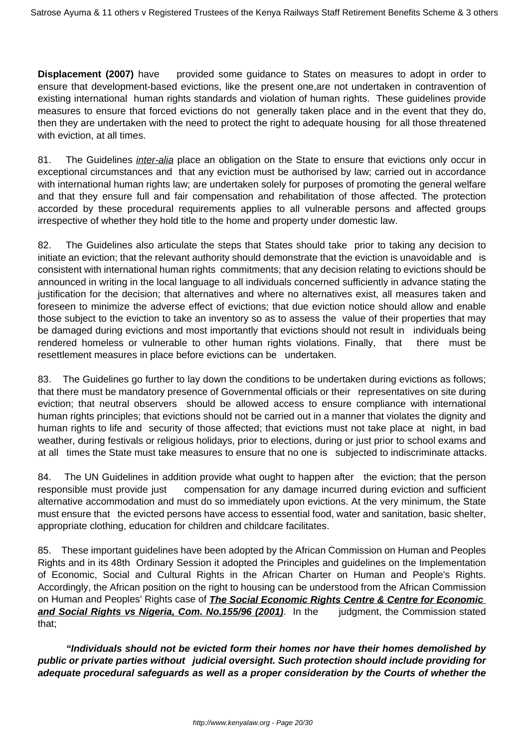**Displacement (2007)** have provided some guidance to States on measures to adopt in order to ensure that development-based evictions, like the present one,are not undertaken in contravention of existing international human rights standards and violation of human rights. These guidelines provide measures to ensure that forced evictions do not generally taken place and in the event that they do, then they are undertaken with the need to protect the right to adequate housing for all those threatened with eviction, at all times.

81. The Guidelines *inter-alia* place an obligation on the State to ensure that evictions only occur in exceptional circumstances and that any eviction must be authorised by law; carried out in accordance with international human rights law; are undertaken solely for purposes of promoting the general welfare and that they ensure full and fair compensation and rehabilitation of those affected. The protection accorded by these procedural requirements applies to all vulnerable persons and affected groups irrespective of whether they hold title to the home and property under domestic law.

82. The Guidelines also articulate the steps that States should take prior to taking any decision to initiate an eviction; that the relevant authority should demonstrate that the eviction is unavoidable and is consistent with international human rights commitments; that any decision relating to evictions should be announced in writing in the local language to all individuals concerned sufficiently in advance stating the justification for the decision; that alternatives and where no alternatives exist, all measures taken and foreseen to minimize the adverse effect of evictions; that due eviction notice should allow and enable those subject to the eviction to take an inventory so as to assess the value of their properties that may be damaged during evictions and most importantly that evictions should not result in individuals being rendered homeless or vulnerable to other human rights violations. Finally, that there must be resettlement measures in place before evictions can be undertaken.

83. The Guidelines go further to lay down the conditions to be undertaken during evictions as follows; that there must be mandatory presence of Governmental officials or their representatives on site during eviction; that neutral observers should be allowed access to ensure compliance with international human rights principles; that evictions should not be carried out in a manner that violates the dignity and human rights to life and security of those affected; that evictions must not take place at night, in bad weather, during festivals or religious holidays, prior to elections, during or just prior to school exams and at all times the State must take measures to ensure that no one is subjected to indiscriminate attacks.

84. The UN Guidelines in addition provide what ought to happen after the eviction; that the person responsible must provide just compensation for any damage incurred during eviction and sufficient alternative accommodation and must do so immediately upon evictions. At the very minimum, the State must ensure that the evicted persons have access to essential food, water and sanitation, basic shelter, appropriate clothing, education for children and childcare facilitates.

85. These important guidelines have been adopted by the African Commission on Human and Peoples Rights and in its 48th Ordinary Session it adopted the Principles and guidelines on the Implementation of Economic, Social and Cultural Rights in the African Charter on Human and People's Rights. Accordingly, the African position on the right to housing can be understood from the African Commission on Human and Peoples' Rights case of ***The Social Economic Rights Centre & Centre for Economic and Social Rights vs Nigeria, Com. No.155/96 (2001)***. In the judgment, the Commission stated that;

***"Individuals should not be evicted form their homes nor have their homes demolished by public or private parties without judicial oversight. Such protection should include providing for adequate procedural safeguards as well as a proper consideration by the Courts of whether the***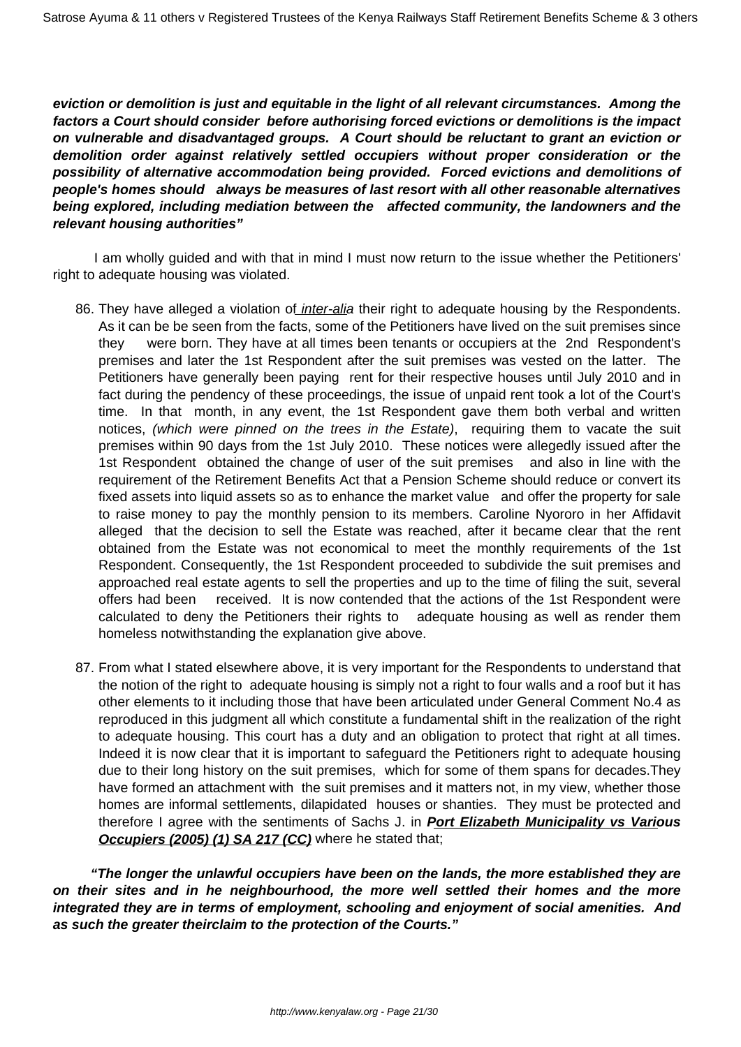**eviction or demolition is just and equitable in the light of all relevant circumstances. Among the factors a Court should consider before authorising forced evictions or demolitions is the impact on vulnerable and disadvantaged groups. A Court should be reluctant to grant an eviction or demolition order against relatively settled occupiers without proper consideration or the possibility of alternative accommodation being provided. Forced evictions and demolitions of people's homes should always be measures of last resort with all other reasonable alternatives being explored, including mediation between the affected community, the landowners and the relevant housing authorities"**

I am wholly guided and with that in mind I must now return to the issue whether the Petitioners' right to adequate housing was violated.

86. They have alleged a violation of *inter-alia* their right to adequate housing by the Respondents. As it can be be seen from the facts, some of the Petitioners have lived on the suit premises since they were born. They have at all times been tenants or occupiers at the 2nd Respondent's premises and later the 1st Respondent after the suit premises was vested on the latter. The Petitioners have generally been paying rent for their respective houses until July 2010 and in fact during the pendency of these proceedings, the issue of unpaid rent took a lot of the Court's time. In that month, in any event, the 1st Respondent gave them both verbal and written notices, *(which were pinned on the trees in the Estate)*, requiring them to vacate the suit premises within 90 days from the 1st July 2010. These notices were allegedly issued after the 1st Respondent obtained the change of user of the suit premises and also in line with the requirement of the Retirement Benefits Act that a Pension Scheme should reduce or convert its fixed assets into liquid assets so as to enhance the market value and offer the property for sale to raise money to pay the monthly pension to its members. Caroline Nyororo in her Affidavit alleged that the decision to sell the Estate was reached, after it became clear that the rent obtained from the Estate was not economical to meet the monthly requirements of the 1st Respondent. Consequently, the 1st Respondent proceeded to subdivide the suit premises and approached real estate agents to sell the properties and up to the time of filing the suit, several offers had been received. It is now contended that the actions of the 1st Respondent were calculated to deny the Petitioners their rights to adequate housing as well as render them homeless notwithstanding the explanation give above.

87. From what I stated elsewhere above, it is very important for the Respondents to understand that the notion of the right to adequate housing is simply not a right to four walls and a roof but it has other elements to it including those that have been articulated under General Comment No.4 as reproduced in this judgment all which constitute a fundamental shift in the realization of the right to adequate housing. This court has a duty and an obligation to protect that right at all times. Indeed it is now clear that it is important to safeguard the Petitioners right to adequate housing due to their long history on the suit premises, which for some of them spans for decades.They have formed an attachment with the suit premises and it matters not, in my view, whether those homes are informal settlements, dilapidated houses or shanties. They must be protected and therefore I agree with the sentiments of Sachs J. in ***Port Elizabeth Municipality vs Various Occupiers (2005) (1) SA 217 (CC)*** where he stated that;

**"The longer the unlawful occupiers have been on the lands, the more established they are on their sites and in he neighbourhood, the more well settled their homes and the more integrated they are in terms of employment, schooling and enjoyment of social amenities. And as such the greater theirclaim to the protection of the Courts."**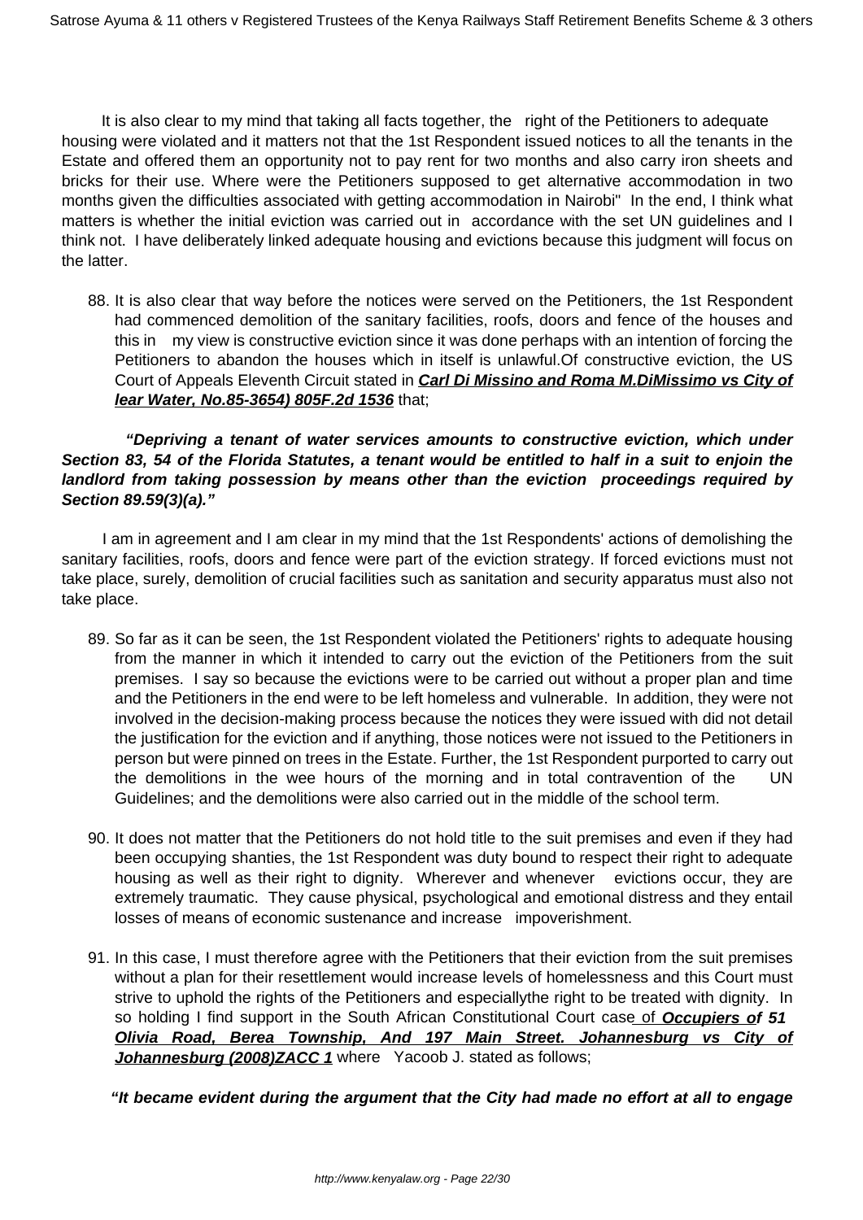It is also clear to my mind that taking all facts together, the right of the Petitioners to adequate housing were violated and it matters not that the 1st Respondent issued notices to all the tenants in the Estate and offered them an opportunity not to pay rent for two months and also carry iron sheets and bricks for their use. Where were the Petitioners supposed to get alternative accommodation in two months given the difficulties associated with getting accommodation in Nairobi" In the end, I think what matters is whether the initial eviction was carried out in accordance with the set UN guidelines and I think not. I have deliberately linked adequate housing and evictions because this judgment will focus on the latter.

88. It is also clear that way before the notices were served on the Petitioners, the 1st Respondent had commenced demolition of the sanitary facilities, roofs, doors and fence of the houses and this in my view is constructive eviction since it was done perhaps with an intention of forcing the Petitioners to abandon the houses which in itself is unlawful.Of constructive eviction, the US Court of Appeals Eleventh Circuit stated in **Carl Di Missino and Roma M.DiMissimo vs City of lear Water, No.85-3654) 805F.2d 1536** that;

**"Depriving a tenant of water services amounts to constructive eviction, which under Section 83, 54 of the Florida Statutes, a tenant would be entitled to half in a suit to enjoin the landlord from taking possession by means other than the eviction proceedings required by Section 89.59(3)(a)."**

I am in agreement and I am clear in my mind that the 1st Respondents' actions of demolishing the sanitary facilities, roofs, doors and fence were part of the eviction strategy. If forced evictions must not take place, surely, demolition of crucial facilities such as sanitation and security apparatus must also not take place.

89. So far as it can be seen, the 1st Respondent violated the Petitioners' rights to adequate housing from the manner in which it intended to carry out the eviction of the Petitioners from the suit premises. I say so because the evictions were to be carried out without a proper plan and time and the Petitioners in the end were to be left homeless and vulnerable. In addition, they were not involved in the decision-making process because the notices they were issued with did not detail the justification for the eviction and if anything, those notices were not issued to the Petitioners in person but were pinned on trees in the Estate. Further, the 1st Respondent purported to carry out the demolitions in the wee hours of the morning and in total contravention of the UN Guidelines; and the demolitions were also carried out in the middle of the school term.

90. It does not matter that the Petitioners do not hold title to the suit premises and even if they had been occupying shanties, the 1st Respondent was duty bound to respect their right to adequate housing as well as their right to dignity. Wherever and whenever evictions occur, they are extremely traumatic. They cause physical, psychological and emotional distress and they entail losses of means of economic sustenance and increase impoverishment.

91. In this case, I must therefore agree with the Petitioners that their eviction from the suit premises without a plan for their resettlement would increase levels of homelessness and this Court must strive to uphold the rights of the Petitioners and especiallythe right to be treated with dignity. In so holding I find support in the South African Constitutional Court case of **Occupiers of 51 Olivia Road, Berea Township, And 197 Main Street. Johannesburg vs City of Johannesburg (2008)ZACC 1** where Yacoob J. stated as follows;

**"It became evident during the argument that the City had made no effort at all to engage**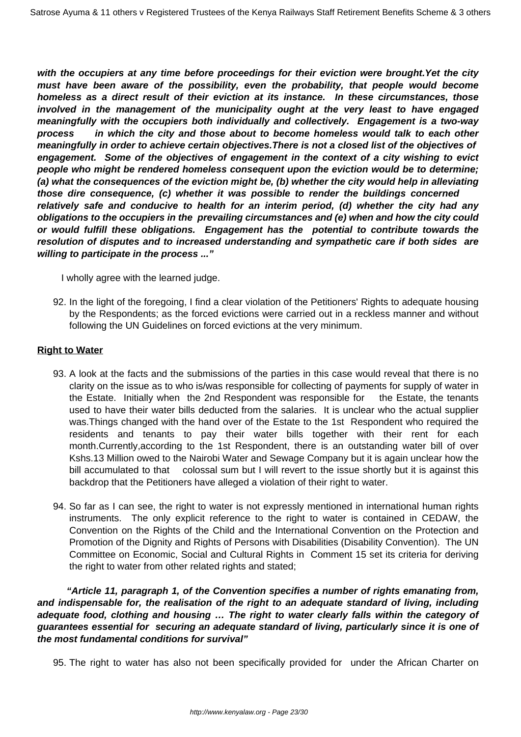***with the occupiers at any time before proceedings for their eviction were brought.Yet the city must have been aware of the possibility, even the probability, that people would become homeless as a direct result of their eviction at its instance. In these circumstances, those involved in the management of the municipality ought at the very least to have engaged meaningfully with the occupiers both individually and collectively. Engagement is a two-way process in which the city and those about to become homeless would talk to each other meaningfully in order to achieve certain objectives.There is not a closed list of the objectives of engagement. Some of the objectives of engagement in the context of a city wishing to evict people who might be rendered homeless consequent upon the eviction would be to determine; (a) what the consequences of the eviction might be, (b) whether the city would help in alleviating those dire consequence, (c) whether it was possible to render the buildings concerned relatively safe and conducive to health for an interim period, (d) whether the city had any obligations to the occupiers in the prevailing circumstances and (e) when and how the city could or would fulfill these obligations. Engagement has the potential to contribute towards the resolution of disputes and to increased understanding and sympathetic care if both sides are willing to participate in the process ..."***

I wholly agree with the learned judge.

92. In the light of the foregoing, I find a clear violation of the Petitioners' Rights to adequate housing by the Respondents; as the forced evictions were carried out in a reckless manner and without following the UN Guidelines on forced evictions at the very minimum.

**Right to Water**

93. A look at the facts and the submissions of the parties in this case would reveal that there is no clarity on the issue as to who is/was responsible for collecting of payments for supply of water in the Estate. Initially when the 2nd Respondent was responsible for the Estate, the tenants used to have their water bills deducted from the salaries. It is unclear who the actual supplier was.Things changed with the hand over of the Estate to the 1st Respondent who required the residents and tenants to pay their water bills together with their rent for each month.Currently,according to the 1st Respondent, there is an outstanding water bill of over Kshs.13 Million owed to the Nairobi Water and Sewage Company but it is again unclear how the bill accumulated to that colossal sum but I will revert to the issue shortly but it is against this backdrop that the Petitioners have alleged a violation of their right to water.

94. So far as I can see, the right to water is not expressly mentioned in international human rights instruments. The only explicit reference to the right to water is contained in CEDAW, the Convention on the Rights of the Child and the International Convention on the Protection and Promotion of the Dignity and Rights of Persons with Disabilities (Disability Convention). The UN Committee on Economic, Social and Cultural Rights in Comment 15 set its criteria for deriving the right to water from other related rights and stated;

***"Article 11, paragraph 1, of the Convention specifies a number of rights emanating from, and indispensable for, the realisation of the right to an adequate standard of living, including adequate food, clothing and housing … The right to water clearly falls within the category of guarantees essential for securing an adequate standard of living, particularly since it is one of the most fundamental conditions for survival"***

95. The right to water has also not been specifically provided for under the African Charter on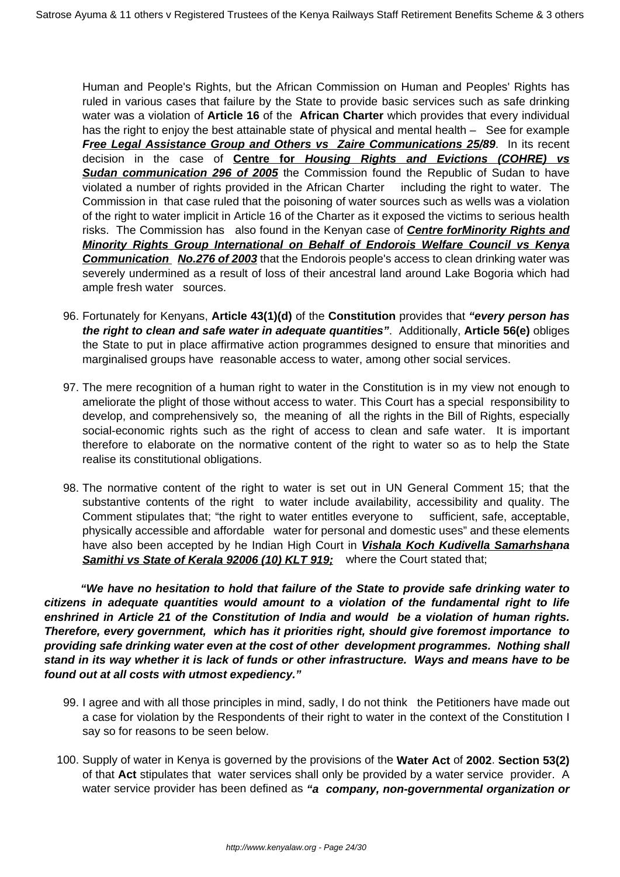Human and People's Rights, but the African Commission on Human and Peoples' Rights has ruled in various cases that failure by the State to provide basic services such as safe drinking water was a violation of **Article 16** of the **African Charter** which provides that every individual has the right to enjoy the best attainable state of physical and mental health – See for example ***Free Legal Assistance Group and Others vs Zaire Communications 25/89***. In its recent decision in the case of **Centre for *Housing Rights and Evictions (COHRE) vs Sudan communication 296 of 2005*** the Commission found the Republic of Sudan to have violated a number of rights provided in the African Charter including the right to water. The Commission in that case ruled that the poisoning of water sources such as wells was a violation of the right to water implicit in Article 16 of the Charter as it exposed the victims to serious health risks. The Commission has also found in the Kenyan case of ***Centre forMinority Rights and Minority Rights Group International on Behalf of Endorois Welfare Council vs Kenya Communication No.276 of 2003*** that the Endorois people's access to clean drinking water was severely undermined as a result of loss of their ancestral land around Lake Bogoria which had ample fresh water sources.

96. Fortunately for Kenyans, **Article 43(1)(d)** of the **Constitution** provides that ***"every person has the right to clean and safe water in adequate quantities"***. Additionally, **Article 56(e)** obliges the State to put in place affirmative action programmes designed to ensure that minorities and marginalised groups have reasonable access to water, among other social services.

97. The mere recognition of a human right to water in the Constitution is in my view not enough to ameliorate the plight of those without access to water. This Court has a special responsibility to develop, and comprehensively so, the meaning of all the rights in the Bill of Rights, especially social-economic rights such as the right of access to clean and safe water. It is important therefore to elaborate on the normative content of the right to water so as to help the State realise its constitutional obligations.

98. The normative content of the right to water is set out in UN General Comment 15; that the substantive contents of the right to water include availability, accessibility and quality. The Comment stipulates that; "the right to water entitles everyone to sufficient, safe, acceptable, physically accessible and affordable water for personal and domestic uses" and these elements have also been accepted by he Indian High Court in ***Vishala Koch Kudivella Samarhshana Samithi vs State of Kerala 92006 (10) KLT 919;*** where the Court stated that;

***"We have no hesitation to hold that failure of the State to provide safe drinking water to citizens in adequate quantities would amount to a violation of the fundamental right to life enshrined in Article 21 of the Constitution of India and would be a violation of human rights. Therefore, every government, which has it priorities right, should give foremost importance to providing safe drinking water even at the cost of other development programmes. Nothing shall stand in its way whether it is lack of funds or other infrastructure. Ways and means have to be found out at all costs with utmost expediency."***

99. I agree and with all those principles in mind, sadly, I do not think the Petitioners have made out a case for violation by the Respondents of their right to water in the context of the Constitution I say so for reasons to be seen below.

100. Supply of water in Kenya is governed by the provisions of the **Water Act** of **2002**. **Section 53(2)** of that **Act** stipulates that water services shall only be provided by a water service provider. A water service provider has been defined as ***"a company, non-governmental organization or***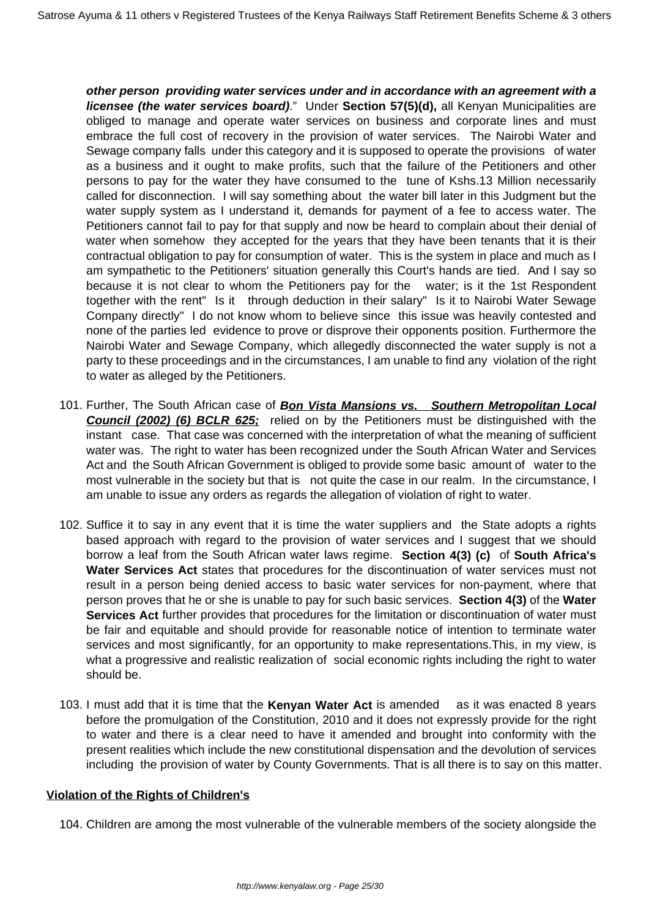***other person providing water services under and in accordance with an agreement with a licensee (the water services board)**.*" Under **Section 57(5)(d),** all Kenyan Municipalities are obliged to manage and operate water services on business and corporate lines and must embrace the full cost of recovery in the provision of water services. The Nairobi Water and Sewage company falls under this category and it is supposed to operate the provisions of water as a business and it ought to make profits, such that the failure of the Petitioners and other persons to pay for the water they have consumed to the tune of Kshs.13 Million necessarily called for disconnection. I will say something about the water bill later in this Judgment but the water supply system as I understand it, demands for payment of a fee to access water. The Petitioners cannot fail to pay for that supply and now be heard to complain about their denial of water when somehow they accepted for the years that they have been tenants that it is their contractual obligation to pay for consumption of water. This is the system in place and much as I am sympathetic to the Petitioners' situation generally this Court's hands are tied. And I say so because it is not clear to whom the Petitioners pay for the water; is it the 1st Respondent together with the rent" Is it through deduction in their salary" Is it to Nairobi Water Sewage Company directly" I do not know whom to believe since this issue was heavily contested and none of the parties led evidence to prove or disprove their opponents position. Furthermore the Nairobi Water and Sewage Company, which allegedly disconnected the water supply is not a party to these proceedings and in the circumstances, I am unable to find any violation of the right to water as alleged by the Petitioners.

101. Further, The South African case of ***Bon Vista Mansions vs. Southern Metropolitan Local Council (2002) (6) BCLR 625;*** relied on by the Petitioners must be distinguished with the instant case. That case was concerned with the interpretation of what the meaning of sufficient water was. The right to water has been recognized under the South African Water and Services Act and the South African Government is obliged to provide some basic amount of water to the most vulnerable in the society but that is not quite the case in our realm. In the circumstance, I am unable to issue any orders as regards the allegation of violation of right to water.

102. Suffice it to say in any event that it is time the water suppliers and the State adopts a rights based approach with regard to the provision of water services and I suggest that we should borrow a leaf from the South African water laws regime. **Section 4(3) (c)** of **South Africa's Water Services Act** states that procedures for the discontinuation of water services must not result in a person being denied access to basic water services for non-payment, where that person proves that he or she is unable to pay for such basic services. **Section 4(3)** of the **Water Services Act** further provides that procedures for the limitation or discontinuation of water must be fair and equitable and should provide for reasonable notice of intention to terminate water services and most significantly, for an opportunity to make representations.This, in my view, is what a progressive and realistic realization of social economic rights including the right to water should be.

103. I must add that it is time that the **Kenyan Water Act** is amended as it was enacted 8 years before the promulgation of the Constitution, 2010 and it does not expressly provide for the right to water and there is a clear need to have it amended and brought into conformity with the present realities which include the new constitutional dispensation and the devolution of services including the provision of water by County Governments. That is all there is to say on this matter.

**Violation of the Rights of Children's**

104. Children are among the most vulnerable of the vulnerable members of the society alongside the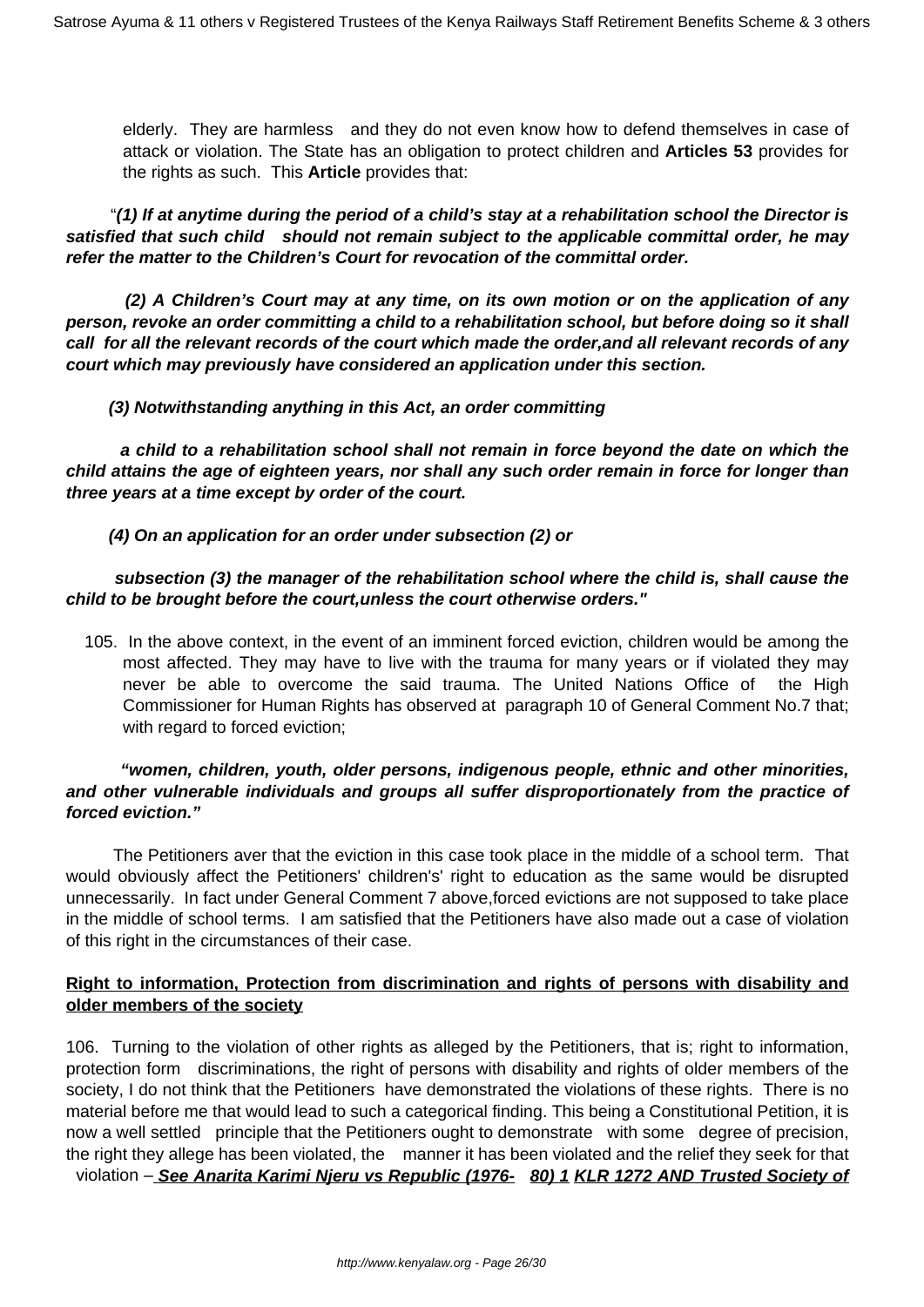elderly. They are harmless and they do not even know how to defend themselves in case of attack or violation. The State has an obligation to protect children and **Articles 53** provides for the rights as such. This **Article** provides that:

"***(1) If at anytime during the period of a child's stay at a rehabilitation school the Director is satisfied that such child should not remain subject to the applicable committal order, he may refer the matter to the Children's Court for revocation of the committal order.***

***(2) A Children's Court may at any time, on its own motion or on the application of any person, revoke an order committing a child to a rehabilitation school, but before doing so it shall call for all the relevant records of the court which made the order,and all relevant records of any court which may previously have considered an application under this section.***

***(3) Notwithstanding anything in this Act, an order committing***

***a child to a rehabilitation school shall not remain in force beyond the date on which the child attains the age of eighteen years, nor shall any such order remain in force for longer than three years at a time except by order of the court.***

***(4) On an application for an order under subsection (2) or***

***subsection (3) the manager of the rehabilitation school where the child is, shall cause the child to be brought before the court,unless the court otherwise orders."***

105. In the above context, in the event of an imminent forced eviction, children would be among the most affected. They may have to live with the trauma for many years or if violated they may never be able to overcome the said trauma. The United Nations Office of the High Commissioner for Human Rights has observed at paragraph 10 of General Comment No.7 that; with regard to forced eviction;

***"women, children, youth, older persons, indigenous people, ethnic and other minorities, and other vulnerable individuals and groups all suffer disproportionately from the practice of forced eviction."***

The Petitioners aver that the eviction in this case took place in the middle of a school term. That would obviously affect the Petitioners' children's' right to education as the same would be disrupted unnecessarily. In fact under General Comment 7 above,forced evictions are not supposed to take place in the middle of school terms. I am satisfied that the Petitioners have also made out a case of violation of this right in the circumstances of their case.

**Right to information, Protection from discrimination and rights of persons with disability and older members of the society**

106. Turning to the violation of other rights as alleged by the Petitioners, that is; right to information, protection form discriminations, the right of persons with disability and rights of older members of the society, I do not think that the Petitioners have demonstrated the violations of these rights. There is no material before me that would lead to such a categorical finding. This being a Constitutional Petition, it is now a well settled principle that the Petitioners ought to demonstrate with some degree of precision, the right they allege has been violated, the manner it has been violated and the relief they seek for that violation – ***See Anarita Karimi Njeru vs Republic (1976- 80) 1 KLR 1272 AND Trusted Society of***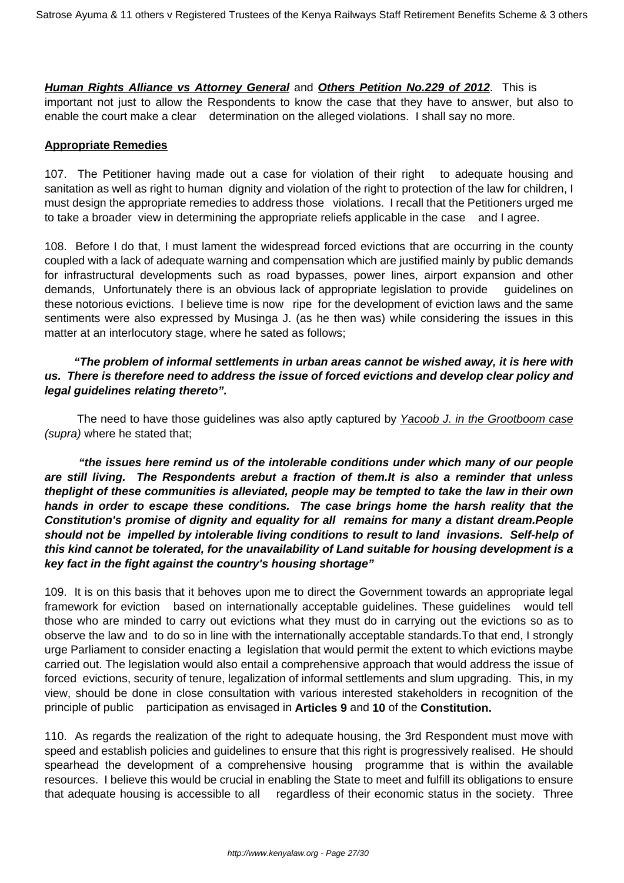**Human Rights Alliance vs Attorney General** and **Others Petition No.229 of 2012**. This is important not just to allow the Respondents to know the case that they have to answer, but also to enable the court make a clear determination on the alleged violations. I shall say no more.

**Appropriate Remedies**

107. The Petitioner having made out a case for violation of their right to adequate housing and sanitation as well as right to human dignity and violation of the right to protection of the law for children, I must design the appropriate remedies to address those violations. I recall that the Petitioners urged me to take a broader view in determining the appropriate reliefs applicable in the case and I agree.

108. Before I do that, I must lament the widespread forced evictions that are occurring in the county coupled with a lack of adequate warning and compensation which are justified mainly by public demands for infrastructural developments such as road bypasses, power lines, airport expansion and other demands, Unfortunately there is an obvious lack of appropriate legislation to provide guidelines on these notorious evictions. I believe time is now ripe for the development of eviction laws and the same sentiments were also expressed by Musinga J. (as he then was) while considering the issues in this matter at an interlocutory stage, where he sated as follows;

***"The problem of informal settlements in urban areas cannot be wished away, it is here with us. There is therefore need to address the issue of forced evictions and develop clear policy and legal guidelines relating thereto".***

The need to have those guidelines was also aptly captured by Yacoob J. in the Grootboom case *(supra)* where he stated that;

***"the issues here remind us of the intolerable conditions under which many of our people are still living. The Respondents arebut a fraction of them.It is also a reminder that unless theplight of these communities is alleviated, people may be tempted to take the law in their own hands in order to escape these conditions. The case brings home the harsh reality that the Constitution's promise of dignity and equality for all remains for many a distant dream.People should not be impelled by intolerable living conditions to result to land invasions. Self-help of this kind cannot be tolerated, for the unavailability of Land suitable for housing development is a key fact in the fight against the country's housing shortage"***

109. It is on this basis that it behoves upon me to direct the Government towards an appropriate legal framework for eviction based on internationally acceptable guidelines. These guidelines would tell those who are minded to carry out evictions what they must do in carrying out the evictions so as to observe the law and to do so in line with the internationally acceptable standards.To that end, I strongly urge Parliament to consider enacting a legislation that would permit the extent to which evictions maybe carried out. The legislation would also entail a comprehensive approach that would address the issue of forced evictions, security of tenure, legalization of informal settlements and slum upgrading. This, in my view, should be done in close consultation with various interested stakeholders in recognition of the principle of public participation as envisaged in **Articles 9** and **10** of the **Constitution.**

110. As regards the realization of the right to adequate housing, the 3rd Respondent must move with speed and establish policies and guidelines to ensure that this right is progressively realised. He should spearhead the development of a comprehensive housing programme that is within the available resources. I believe this would be crucial in enabling the State to meet and fulfill its obligations to ensure that adequate housing is accessible to all regardless of their economic status in the society. Three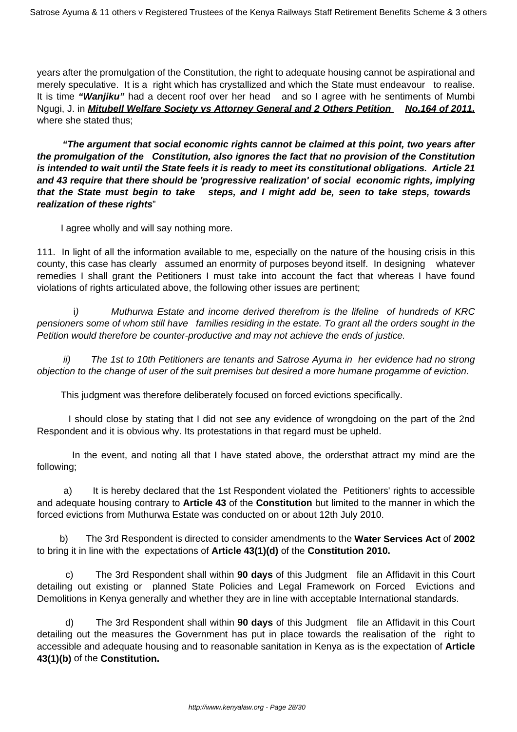years after the promulgation of the Constitution, the right to adequate housing cannot be aspirational and merely speculative. It is a right which has crystallized and which the State must endeavour to realise. It is time ***"Wanjiku"*** had a decent roof over her head and so I agree with he sentiments of Mumbi Ngugi, J. in ***Mitubell Welfare Society vs Attorney General and 2 Others Petition No.164 of 2011,*** where she stated thus;

> ***"The argument that social economic rights cannot be claimed at this point, two years after the promulgation of the Constitution, also ignores the fact that no provision of the Constitution is intended to wait until the State feels it is ready to meet its constitutional obligations. Article 21 and 43 require that there should be 'progressive realization' of social economic rights, implying that the State must begin to take steps, and I might add be, seen to take steps, towards realization of these rights***"

I agree wholly and will say nothing more.

111. In light of all the information available to me, especially on the nature of the housing crisis in this county, this case has clearly assumed an enormity of purposes beyond itself. In designing whatever remedies I shall grant the Petitioners I must take into account the fact that whereas I have found violations of rights articulated above, the following other issues are pertinent;

i*)* *Muthurwa Estate and income derived therefrom is the lifeline of hundreds of KRC pensioners some of whom still have families residing in the estate. To grant all the orders sought in the Petition would therefore be counter-productive and may not achieve the ends of justice.*

*ii) The 1st to 10th Petitioners are tenants and Satrose Ayuma in her evidence had no strong objection to the change of user of the suit premises but desired a more humane progamme of eviction.*

This judgment was therefore deliberately focused on forced evictions specifically.

I should close by stating that I did not see any evidence of wrongdoing on the part of the 2nd Respondent and it is obvious why. Its protestations in that regard must be upheld.

In the event, and noting all that I have stated above, the ordersthat attract my mind are the following;

a) It is hereby declared that the 1st Respondent violated the Petitioners' rights to accessible and adequate housing contrary to **Article 43** of the **Constitution** but limited to the manner in which the forced evictions from Muthurwa Estate was conducted on or about 12th July 2010.

b) The 3rd Respondent is directed to consider amendments to the **Water Services Act** of **2002** to bring it in line with the expectations of **Article 43(1)(d)** of the **Constitution 2010.**

c) The 3rd Respondent shall within **90 days** of this Judgment file an Affidavit in this Court detailing out existing or planned State Policies and Legal Framework on Forced Evictions and Demolitions in Kenya generally and whether they are in line with acceptable International standards.

d) The 3rd Respondent shall within **90 days** of this Judgment file an Affidavit in this Court detailing out the measures the Government has put in place towards the realisation of the right to accessible and adequate housing and to reasonable sanitation in Kenya as is the expectation of **Article 43(1)(b)** of the **Constitution.**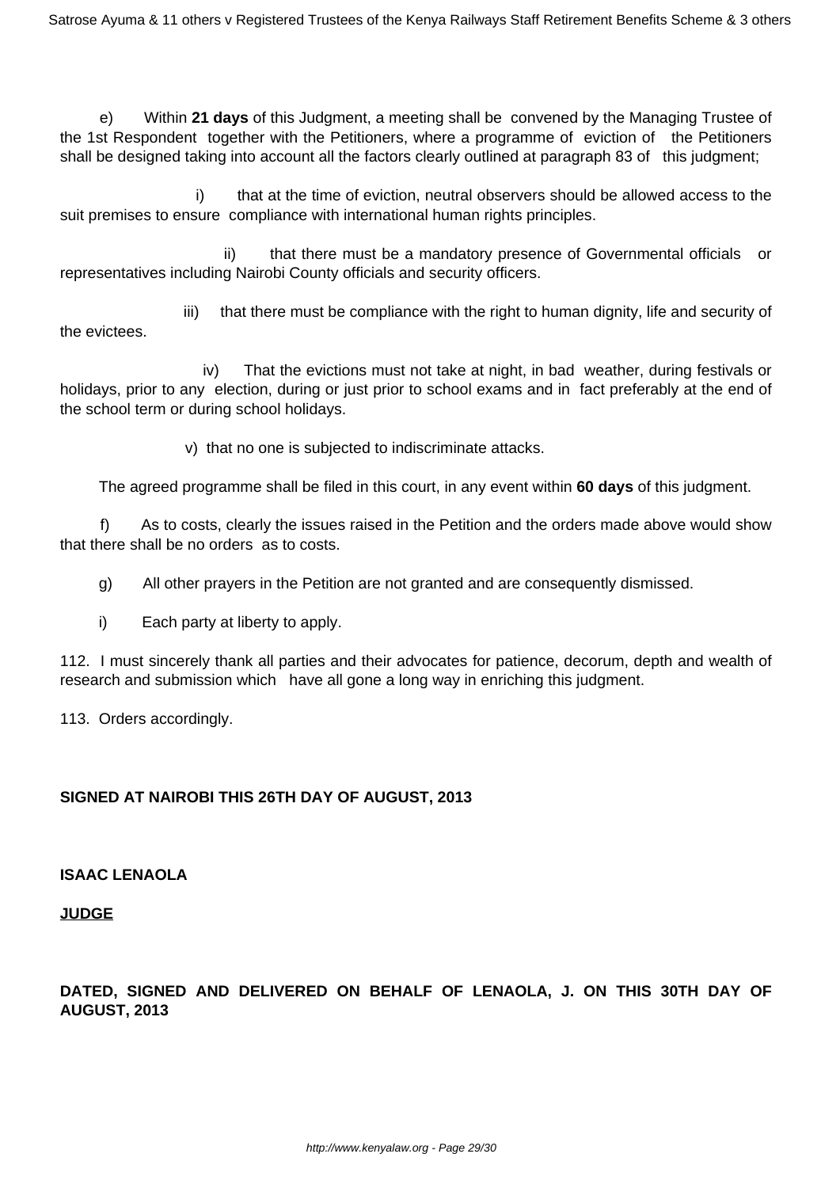e) Within **21 days** of this Judgment, a meeting shall be convened by the Managing Trustee of the 1st Respondent together with the Petitioners, where a programme of eviction of the Petitioners shall be designed taking into account all the factors clearly outlined at paragraph 83 of this judgment;

i) that at the time of eviction, neutral observers should be allowed access to the suit premises to ensure compliance with international human rights principles.

ii) that there must be a mandatory presence of Governmental officials or representatives including Nairobi County officials and security officers.

iii) that there must be compliance with the right to human dignity, life and security of the evictees.

iv) That the evictions must not take at night, in bad weather, during festivals or holidays, prior to any election, during or just prior to school exams and in fact preferably at the end of the school term or during school holidays.

v) that no one is subjected to indiscriminate attacks.

The agreed programme shall be filed in this court, in any event within **60 days** of this judgment.

f) As to costs, clearly the issues raised in the Petition and the orders made above would show that there shall be no orders as to costs.

g) All other prayers in the Petition are not granted and are consequently dismissed.

i) Each party at liberty to apply.

112. I must sincerely thank all parties and their advocates for patience, decorum, depth and wealth of research and submission which have all gone a long way in enriching this judgment.

113. Orders accordingly.

**SIGNED AT NAIROBI THIS 26TH DAY OF AUGUST, 2013**

**ISAAC LENAOLA**

**JUDGE**

**DATED, SIGNED AND DELIVERED ON BEHALF OF LENAOLA, J. ON THIS 30TH DAY OF AUGUST, 2013**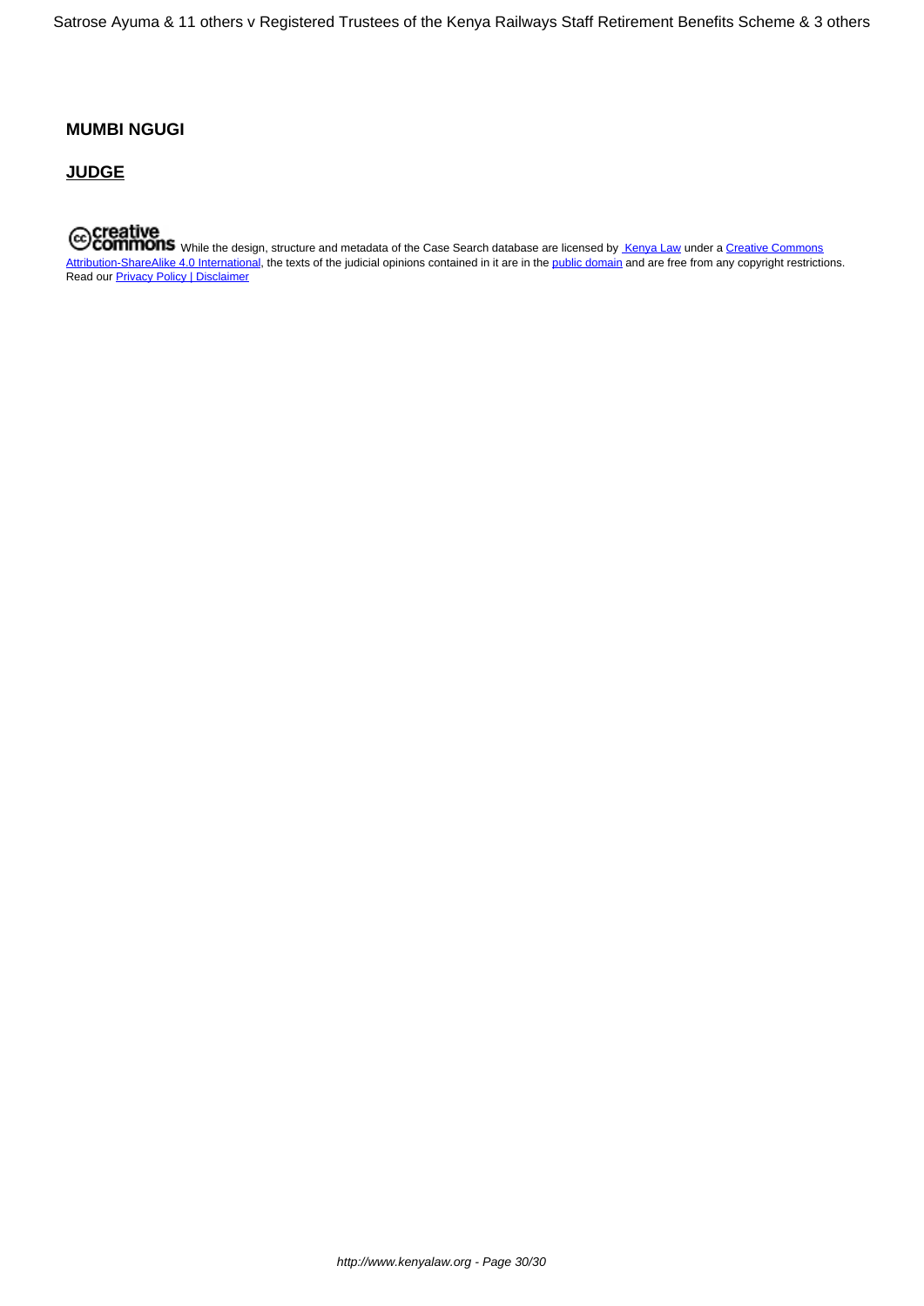**MUMBI NGUGI**

**JUDGE**

While the design, structure and metadata of the Case Search database are licensed by Kenya Law under a Creative Commons Attribution-ShareAlike 4.0 International, the texts of the judicial opinions contained in it are in the public domain and are free from any copyright restrictions. Read our Privacy Policy | Disclaimer